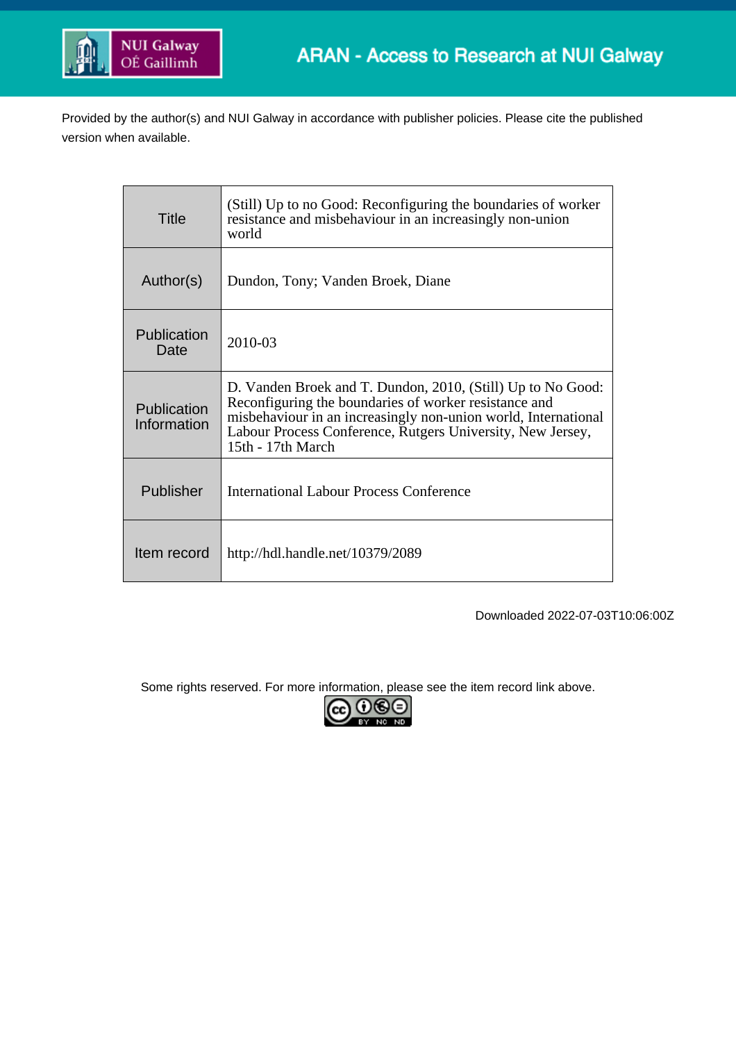ARAN - Access to Research at NUI Galway

Provided by the author(s) and NUI Galway in accordance with publisher policies. Please cite the published version when available.

| Title | (Still) Up to no Good: Reconfiguring the boundaries of worker resistance and misbehaviour in an increasingly non-union world |
|---|---|
| Author(s) | Dundon, Tony; Vanden Broek, Diane |
| Publication Date | 2010-03 |
| Publication Information | D. Vanden Broek and T. Dundon, 2010, (Still) Up to No Good: Reconfiguring the boundaries of worker resistance and misbehaviour in an increasingly non-union world, International Labour Process Conference, Rutgers University, New Jersey, 15th - 17th March |
| Publisher | International Labour Process Conference |
| Item record | http://hdl.handle.net/10379/2089 |

Downloaded 2022-07-03T10:06:00Z

Some rights reserved. For more information, please see the item record link above.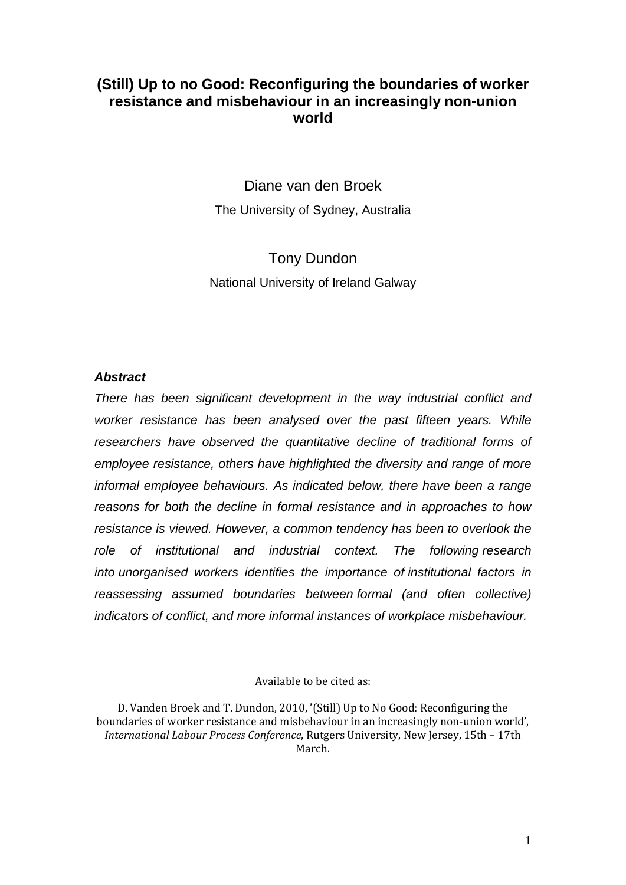# (Still) Up to no Good: Reconfiguring the boundaries of worker resistance and misbehaviour in an increasingly non-union world

Diane van den Broek

The University of Sydney, Australia

Tony Dundon

National University of Ireland Galway

***Abstract***

*There has been significant development in the way industrial conflict and worker resistance has been analysed over the past fifteen years. While researchers have observed the quantitative decline of traditional forms of employee resistance, others have highlighted the diversity and range of more informal employee behaviours. As indicated below, there have been a range reasons for both the decline in formal resistance and in approaches to how resistance is viewed. However, a common tendency has been to overlook the role of institutional and industrial context. The following research into unorganised workers identifies the importance of institutional factors in reassessing assumed boundaries between formal (and often collective) indicators of conflict, and more informal instances of workplace misbehaviour.*

Available to be cited as:

D. Vanden Broek and T. Dundon, 2010, '(Still) Up to No Good: Reconfiguring the boundaries of worker resistance and misbehaviour in an increasingly non-union world', *International Labour Process Conference*, Rutgers University, New Jersey, 15th – 17th March.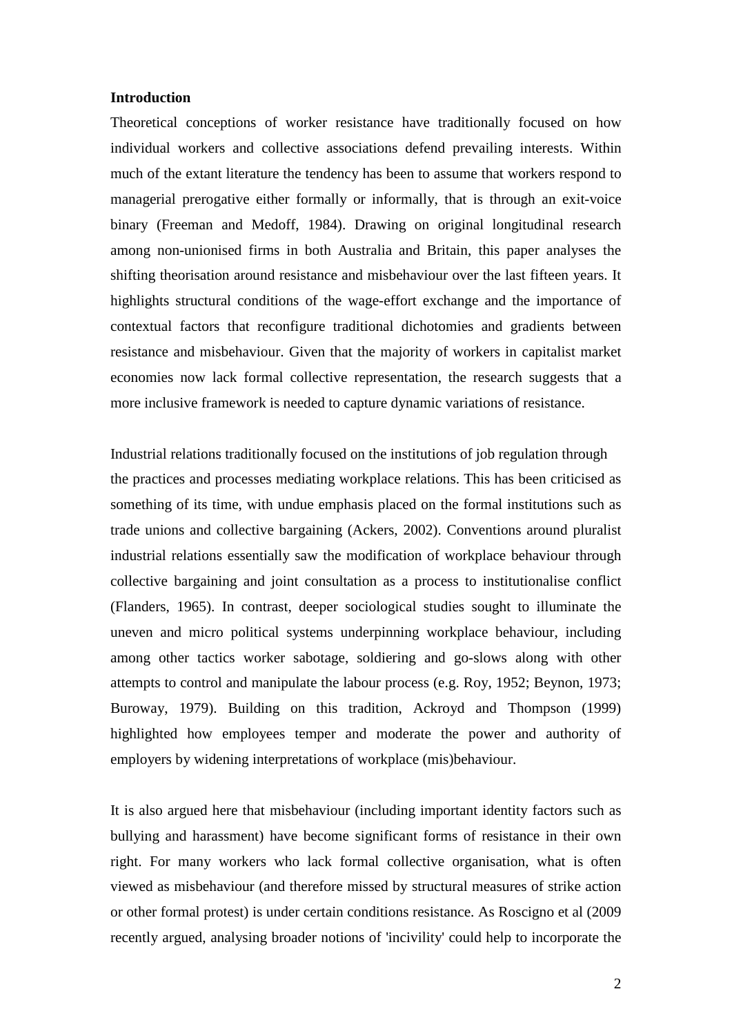**Introduction**

Theoretical conceptions of worker resistance have traditionally focused on how individual workers and collective associations defend prevailing interests. Within much of the extant literature the tendency has been to assume that workers respond to managerial prerogative either formally or informally, that is through an exit-voice binary (Freeman and Medoff, 1984). Drawing on original longitudinal research among non-unionised firms in both Australia and Britain, this paper analyses the shifting theorisation around resistance and misbehaviour over the last fifteen years. It highlights structural conditions of the wage-effort exchange and the importance of contextual factors that reconfigure traditional dichotomies and gradients between resistance and misbehaviour. Given that the majority of workers in capitalist market economies now lack formal collective representation, the research suggests that a more inclusive framework is needed to capture dynamic variations of resistance.

Industrial relations traditionally focused on the institutions of job regulation through the practices and processes mediating workplace relations. This has been criticised as something of its time, with undue emphasis placed on the formal institutions such as trade unions and collective bargaining (Ackers, 2002). Conventions around pluralist industrial relations essentially saw the modification of workplace behaviour through collective bargaining and joint consultation as a process to institutionalise conflict (Flanders, 1965). In contrast, deeper sociological studies sought to illuminate the uneven and micro political systems underpinning workplace behaviour, including among other tactics worker sabotage, soldiering and go-slows along with other attempts to control and manipulate the labour process (e.g. Roy, 1952; Beynon, 1973; Buroway, 1979). Building on this tradition, Ackroyd and Thompson (1999) highlighted how employees temper and moderate the power and authority of employers by widening interpretations of workplace (mis)behaviour.

It is also argued here that misbehaviour (including important identity factors such as bullying and harassment) have become significant forms of resistance in their own right. For many workers who lack formal collective organisation, what is often viewed as misbehaviour (and therefore missed by structural measures of strike action or other formal protest) is under certain conditions resistance. As Roscigno et al (2009 recently argued, analysing broader notions of 'incivility' could help to incorporate the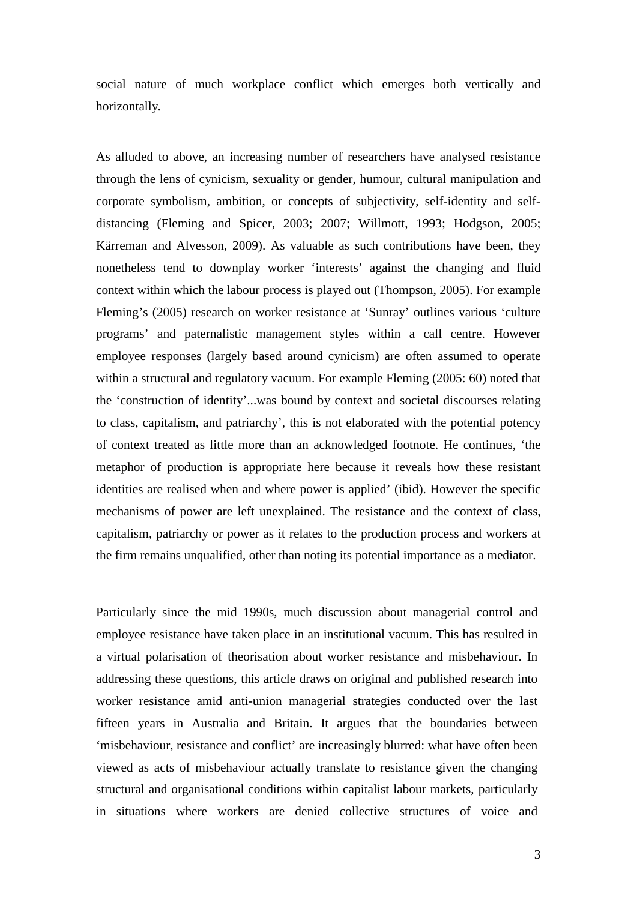social nature of much workplace conflict which emerges both vertically and horizontally.

As alluded to above, an increasing number of researchers have analysed resistance through the lens of cynicism, sexuality or gender, humour, cultural manipulation and corporate symbolism, ambition, or concepts of subjectivity, self-identity and self-distancing (Fleming and Spicer, 2003; 2007; Willmott, 1993; Hodgson, 2005; Kärreman and Alvesson, 2009). As valuable as such contributions have been, they nonetheless tend to downplay worker 'interests' against the changing and fluid context within which the labour process is played out (Thompson, 2005). For example Fleming's (2005) research on worker resistance at 'Sunray' outlines various 'culture programs' and paternalistic management styles within a call centre. However employee responses (largely based around cynicism) are often assumed to operate within a structural and regulatory vacuum. For example Fleming (2005: 60) noted that the 'construction of identity'...was bound by context and societal discourses relating to class, capitalism, and patriarchy', this is not elaborated with the potential potency of context treated as little more than an acknowledged footnote. He continues, 'the metaphor of production is appropriate here because it reveals how these resistant identities are realised when and where power is applied' (ibid). However the specific mechanisms of power are left unexplained. The resistance and the context of class, capitalism, patriarchy or power as it relates to the production process and workers at the firm remains unqualified, other than noting its potential importance as a mediator.

Particularly since the mid 1990s, much discussion about managerial control and employee resistance have taken place in an institutional vacuum. This has resulted in a virtual polarisation of theorisation about worker resistance and misbehaviour. In addressing these questions, this article draws on original and published research into worker resistance amid anti-union managerial strategies conducted over the last fifteen years in Australia and Britain. It argues that the boundaries between 'misbehaviour, resistance and conflict' are increasingly blurred: what have often been viewed as acts of misbehaviour actually translate to resistance given the changing structural and organisational conditions within capitalist labour markets, particularly in situations where workers are denied collective structures of voice and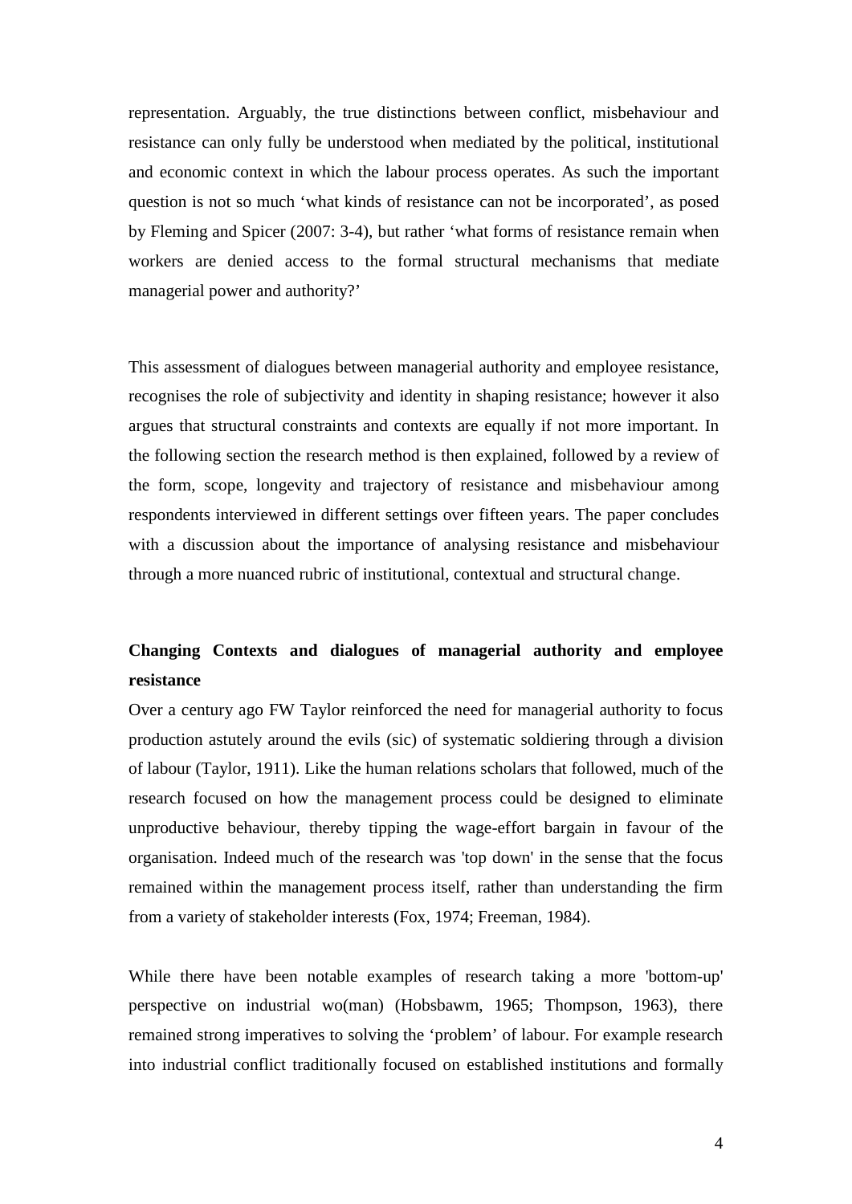representation. Arguably, the true distinctions between conflict, misbehaviour and resistance can only fully be understood when mediated by the political, institutional and economic context in which the labour process operates. As such the important question is not so much 'what kinds of resistance can not be incorporated', as posed by Fleming and Spicer (2007: 3-4), but rather 'what forms of resistance remain when workers are denied access to the formal structural mechanisms that mediate managerial power and authority?'

This assessment of dialogues between managerial authority and employee resistance, recognises the role of subjectivity and identity in shaping resistance; however it also argues that structural constraints and contexts are equally if not more important. In the following section the research method is then explained, followed by a review of the form, scope, longevity and trajectory of resistance and misbehaviour among respondents interviewed in different settings over fifteen years. The paper concludes with a discussion about the importance of analysing resistance and misbehaviour through a more nuanced rubric of institutional, contextual and structural change.

## Changing Contexts and dialogues of managerial authority and employee resistance

Over a century ago FW Taylor reinforced the need for managerial authority to focus production astutely around the evils (sic) of systematic soldiering through a division of labour (Taylor, 1911). Like the human relations scholars that followed, much of the research focused on how the management process could be designed to eliminate unproductive behaviour, thereby tipping the wage-effort bargain in favour of the organisation. Indeed much of the research was 'top down' in the sense that the focus remained within the management process itself, rather than understanding the firm from a variety of stakeholder interests (Fox, 1974; Freeman, 1984).

While there have been notable examples of research taking a more 'bottom-up' perspective on industrial wo(man) (Hobsbawm, 1965; Thompson, 1963), there remained strong imperatives to solving the 'problem' of labour. For example research into industrial conflict traditionally focused on established institutions and formally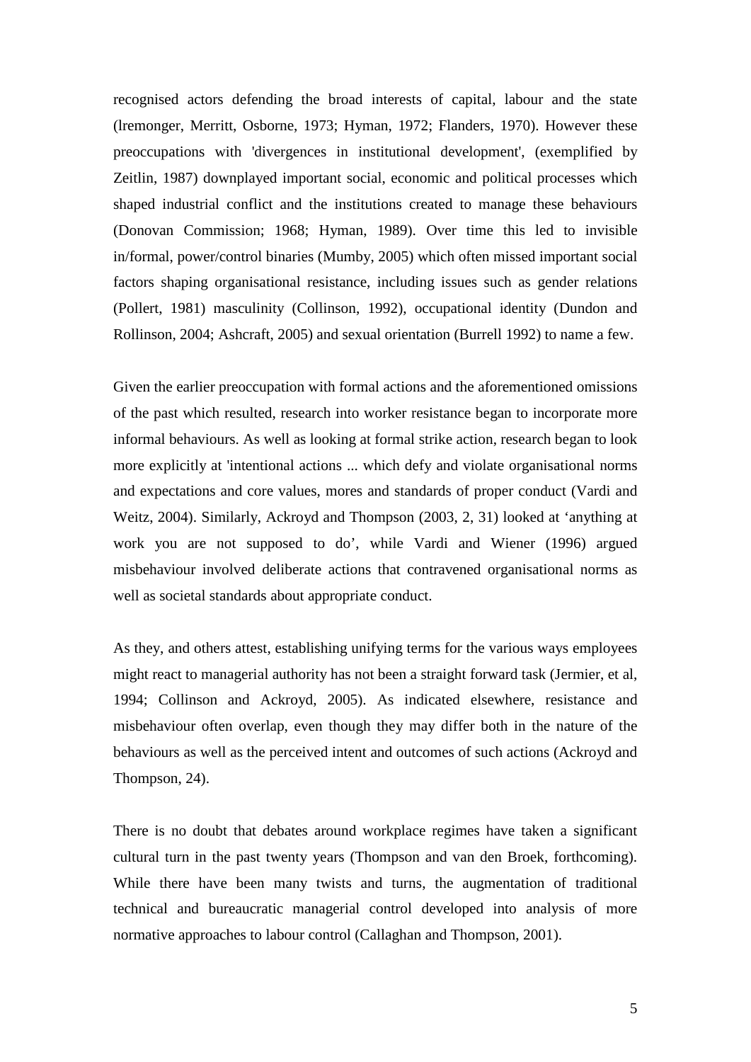recognised actors defending the broad interests of capital, labour and the state (lremonger, Merritt, Osborne, 1973; Hyman, 1972; Flanders, 1970). However these preoccupations with 'divergences in institutional development', (exemplified by Zeitlin, 1987) downplayed important social, economic and political processes which shaped industrial conflict and the institutions created to manage these behaviours (Donovan Commission; 1968; Hyman, 1989). Over time this led to invisible in/formal, power/control binaries (Mumby, 2005) which often missed important social factors shaping organisational resistance, including issues such as gender relations (Pollert, 1981) masculinity (Collinson, 1992), occupational identity (Dundon and Rollinson, 2004; Ashcraft, 2005) and sexual orientation (Burrell 1992) to name a few.

Given the earlier preoccupation with formal actions and the aforementioned omissions of the past which resulted, research into worker resistance began to incorporate more informal behaviours. As well as looking at formal strike action, research began to look more explicitly at 'intentional actions ... which defy and violate organisational norms and expectations and core values, mores and standards of proper conduct (Vardi and Weitz, 2004). Similarly, Ackroyd and Thompson (2003, 2, 31) looked at 'anything at work you are not supposed to do', while Vardi and Wiener (1996) argued misbehaviour involved deliberate actions that contravened organisational norms as well as societal standards about appropriate conduct.

As they, and others attest, establishing unifying terms for the various ways employees might react to managerial authority has not been a straight forward task (Jermier, et al, 1994; Collinson and Ackroyd, 2005). As indicated elsewhere, resistance and misbehaviour often overlap, even though they may differ both in the nature of the behaviours as well as the perceived intent and outcomes of such actions (Ackroyd and Thompson, 24).

There is no doubt that debates around workplace regimes have taken a significant cultural turn in the past twenty years (Thompson and van den Broek, forthcoming). While there have been many twists and turns, the augmentation of traditional technical and bureaucratic managerial control developed into analysis of more normative approaches to labour control (Callaghan and Thompson, 2001).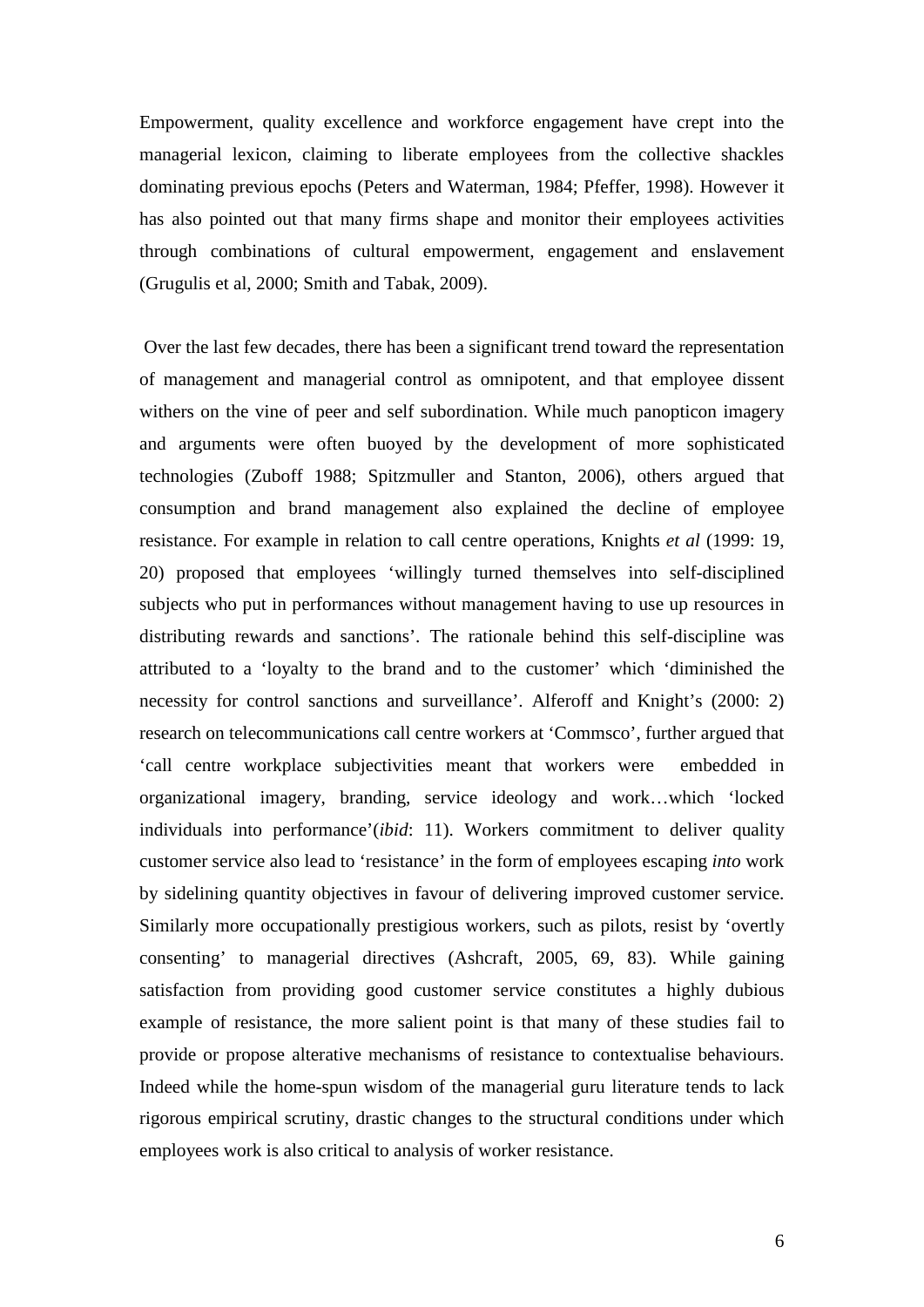Empowerment, quality excellence and workforce engagement have crept into the managerial lexicon, claiming to liberate employees from the collective shackles dominating previous epochs (Peters and Waterman, 1984; Pfeffer, 1998). However it has also pointed out that many firms shape and monitor their employees activities through combinations of cultural empowerment, engagement and enslavement (Grugulis et al, 2000; Smith and Tabak, 2009).

Over the last few decades, there has been a significant trend toward the representation of management and managerial control as omnipotent, and that employee dissent withers on the vine of peer and self subordination. While much panopticon imagery and arguments were often buoyed by the development of more sophisticated technologies (Zuboff 1988; Spitzmuller and Stanton, 2006), others argued that consumption and brand management also explained the decline of employee resistance. For example in relation to call centre operations, Knights *et al* (1999: 19, 20) proposed that employees 'willingly turned themselves into self-disciplined subjects who put in performances without management having to use up resources in distributing rewards and sanctions'. The rationale behind this self-discipline was attributed to a 'loyalty to the brand and to the customer' which 'diminished the necessity for control sanctions and surveillance'. Alferoff and Knight's (2000: 2) research on telecommunications call centre workers at 'Commsco', further argued that 'call centre workplace subjectivities meant that workers were embedded in organizational imagery, branding, service ideology and work…which 'locked individuals into performance'(*ibid*: 11). Workers commitment to deliver quality customer service also lead to 'resistance' in the form of employees escaping *into* work by sidelining quantity objectives in favour of delivering improved customer service. Similarly more occupationally prestigious workers, such as pilots, resist by 'overtly consenting' to managerial directives (Ashcraft, 2005, 69, 83). While gaining satisfaction from providing good customer service constitutes a highly dubious example of resistance, the more salient point is that many of these studies fail to provide or propose alterative mechanisms of resistance to contextualise behaviours. Indeed while the home-spun wisdom of the managerial guru literature tends to lack rigorous empirical scrutiny, drastic changes to the structural conditions under which employees work is also critical to analysis of worker resistance.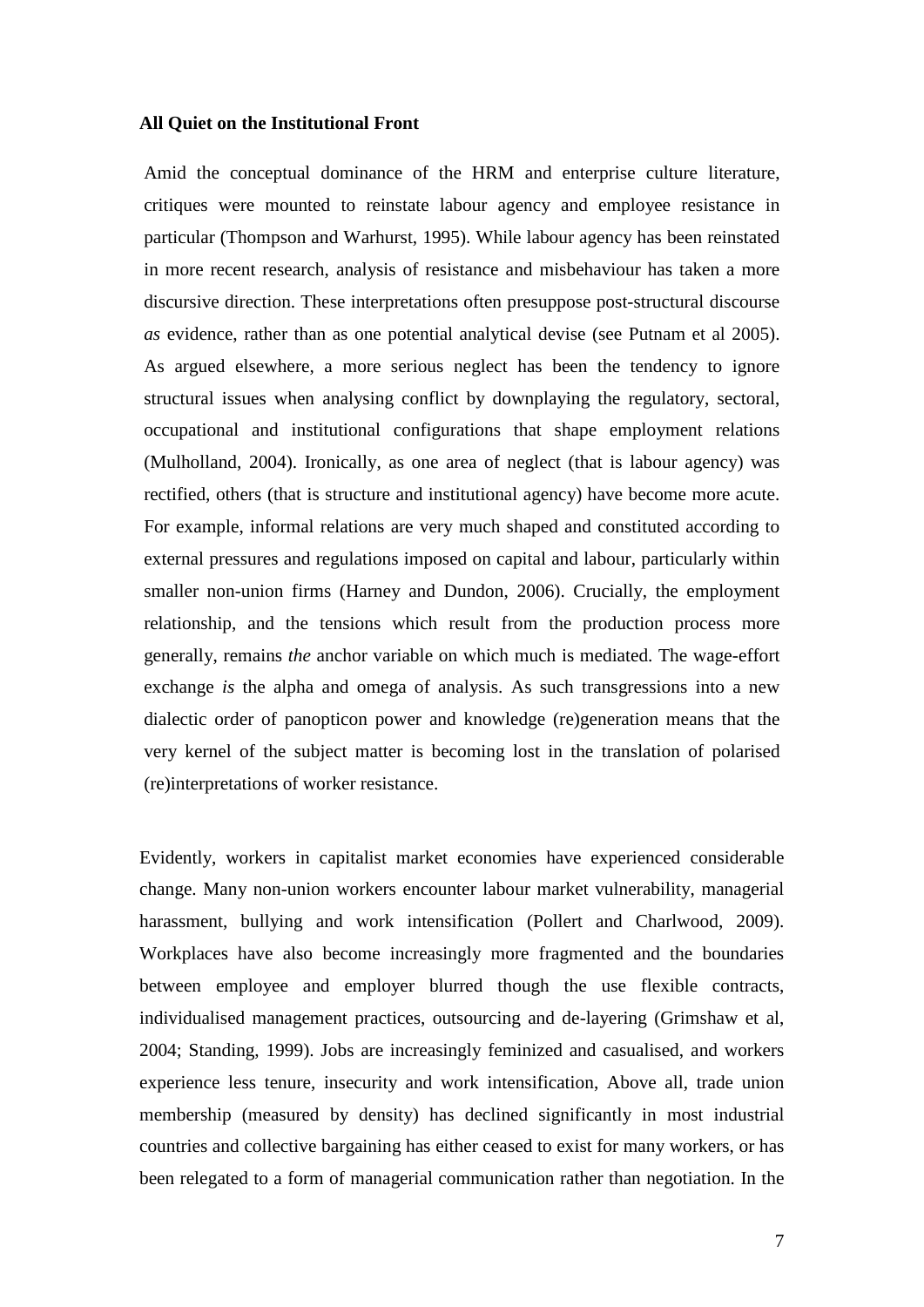**All Quiet on the Institutional Front**

Amid the conceptual dominance of the HRM and enterprise culture literature, critiques were mounted to reinstate labour agency and employee resistance in particular (Thompson and Warhurst, 1995). While labour agency has been reinstated in more recent research, analysis of resistance and misbehaviour has taken a more discursive direction. These interpretations often presuppose post-structural discourse *as* evidence, rather than as one potential analytical devise (see Putnam et al 2005). As argued elsewhere, a more serious neglect has been the tendency to ignore structural issues when analysing conflict by downplaying the regulatory, sectoral, occupational and institutional configurations that shape employment relations (Mulholland, 2004). Ironically, as one area of neglect (that is labour agency) was rectified, others (that is structure and institutional agency) have become more acute. For example, informal relations are very much shaped and constituted according to external pressures and regulations imposed on capital and labour, particularly within smaller non-union firms (Harney and Dundon, 2006). Crucially, the employment relationship, and the tensions which result from the production process more generally, remains *the* anchor variable on which much is mediated. The wage-effort exchange *is* the alpha and omega of analysis. As such transgressions into a new dialectic order of panopticon power and knowledge (re)generation means that the very kernel of the subject matter is becoming lost in the translation of polarised (re)interpretations of worker resistance.

Evidently, workers in capitalist market economies have experienced considerable change. Many non-union workers encounter labour market vulnerability, managerial harassment, bullying and work intensification (Pollert and Charlwood, 2009). Workplaces have also become increasingly more fragmented and the boundaries between employee and employer blurred though the use flexible contracts, individualised management practices, outsourcing and de-layering (Grimshaw et al, 2004; Standing, 1999). Jobs are increasingly feminized and casualised, and workers experience less tenure, insecurity and work intensification, Above all, trade union membership (measured by density) has declined significantly in most industrial countries and collective bargaining has either ceased to exist for many workers, or has been relegated to a form of managerial communication rather than negotiation. In the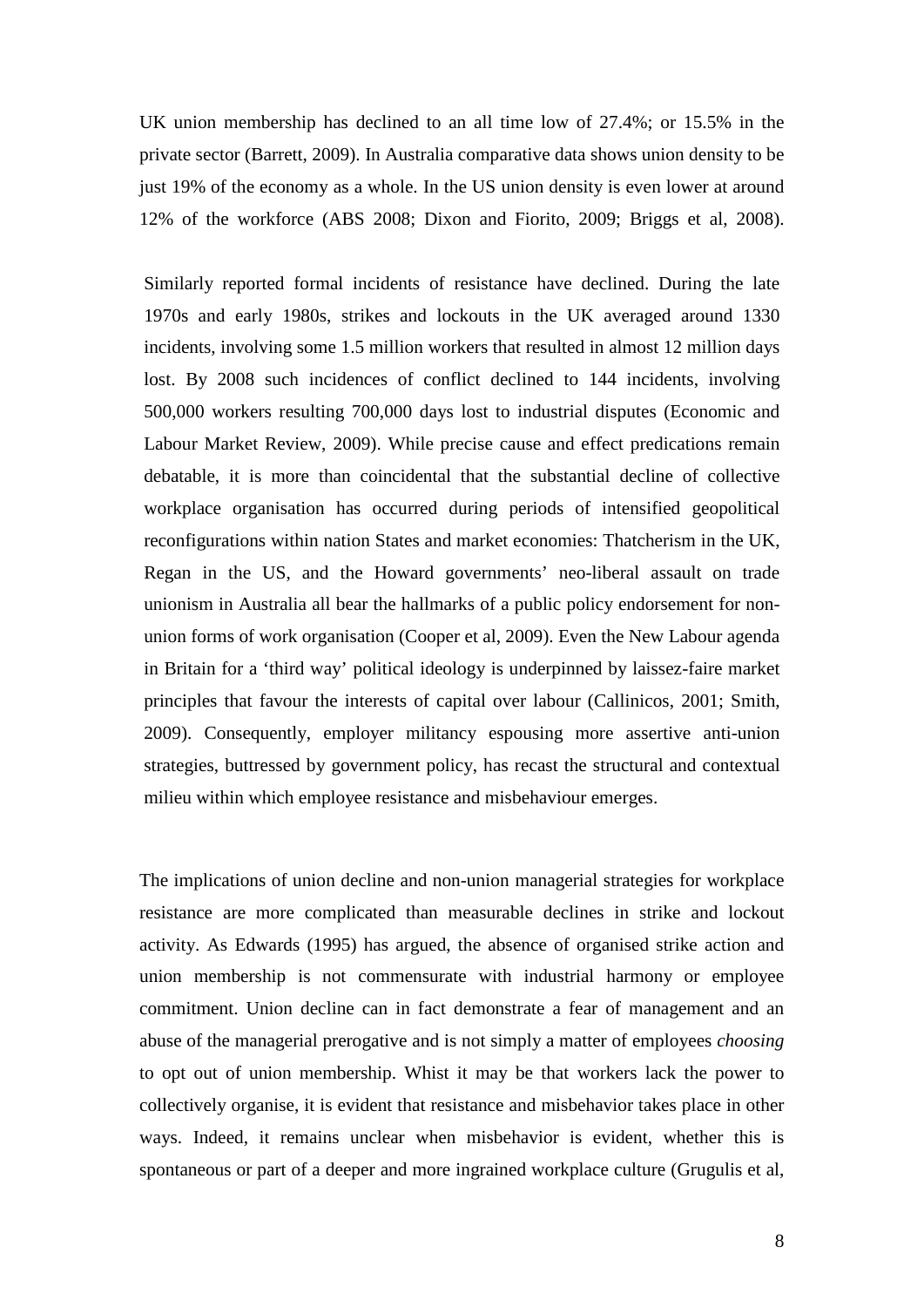UK union membership has declined to an all time low of 27.4%; or 15.5% in the private sector (Barrett, 2009). In Australia comparative data shows union density to be just 19% of the economy as a whole. In the US union density is even lower at around 12% of the workforce (ABS 2008; Dixon and Fiorito, 2009; Briggs et al, 2008).

Similarly reported formal incidents of resistance have declined. During the late 1970s and early 1980s, strikes and lockouts in the UK averaged around 1330 incidents, involving some 1.5 million workers that resulted in almost 12 million days lost. By 2008 such incidences of conflict declined to 144 incidents, involving 500,000 workers resulting 700,000 days lost to industrial disputes (Economic and Labour Market Review, 2009). While precise cause and effect predications remain debatable, it is more than coincidental that the substantial decline of collective workplace organisation has occurred during periods of intensified geopolitical reconfigurations within nation States and market economies: Thatcherism in the UK, Regan in the US, and the Howard governments' neo-liberal assault on trade unionism in Australia all bear the hallmarks of a public policy endorsement for non-union forms of work organisation (Cooper et al, 2009). Even the New Labour agenda in Britain for a 'third way' political ideology is underpinned by laissez-faire market principles that favour the interests of capital over labour (Callinicos, 2001; Smith, 2009). Consequently, employer militancy espousing more assertive anti-union strategies, buttressed by government policy, has recast the structural and contextual milieu within which employee resistance and misbehaviour emerges.

The implications of union decline and non-union managerial strategies for workplace resistance are more complicated than measurable declines in strike and lockout activity. As Edwards (1995) has argued, the absence of organised strike action and union membership is not commensurate with industrial harmony or employee commitment. Union decline can in fact demonstrate a fear of management and an abuse of the managerial prerogative and is not simply a matter of employees *choosing* to opt out of union membership. Whist it may be that workers lack the power to collectively organise, it is evident that resistance and misbehavior takes place in other ways. Indeed, it remains unclear when misbehavior is evident, whether this is spontaneous or part of a deeper and more ingrained workplace culture (Grugulis et al,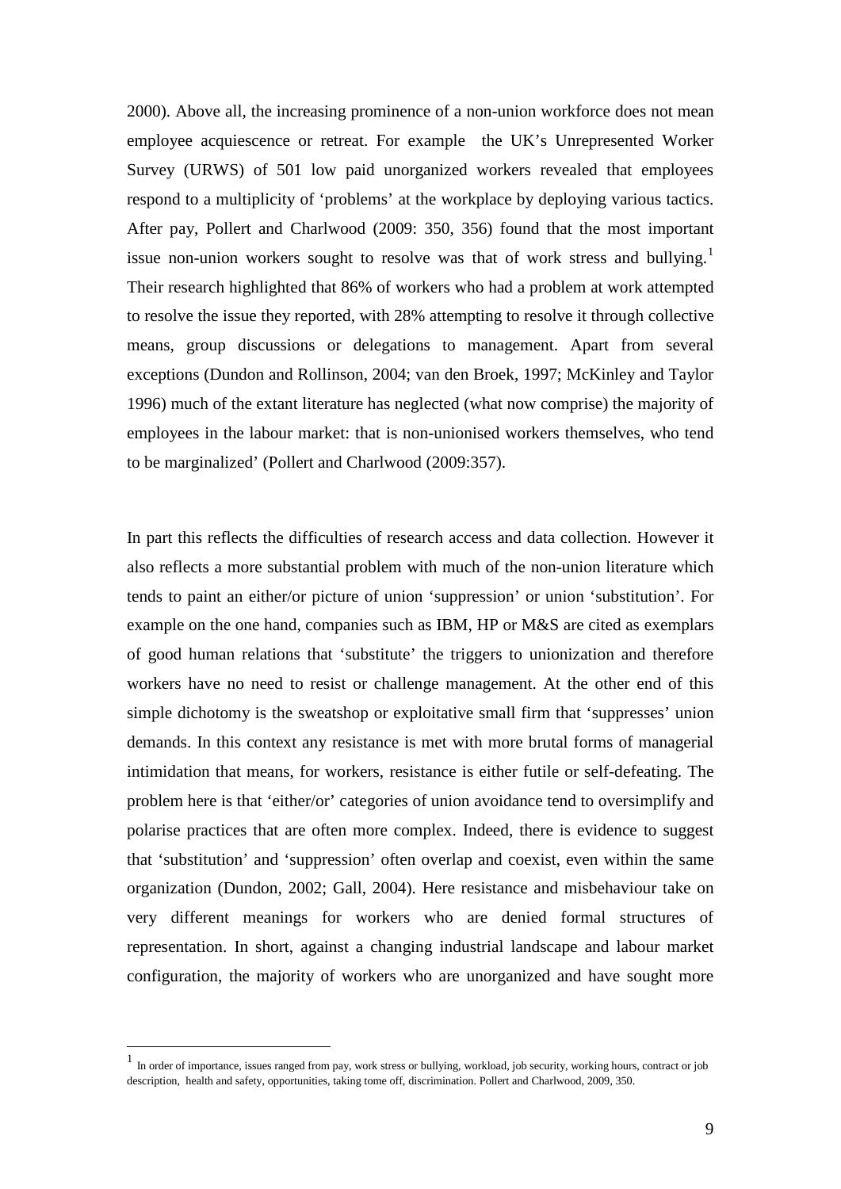2000). Above all, the increasing prominence of a non-union workforce does not mean employee acquiescence or retreat. For example the UK's Unrepresented Worker Survey (URWS) of 501 low paid unorganized workers revealed that employees respond to a multiplicity of 'problems' at the workplace by deploying various tactics. After pay, Pollert and Charlwood (2009: 350, 356) found that the most important issue non-union workers sought to resolve was that of work stress and bullying.[1] Their research highlighted that 86% of workers who had a problem at work attempted to resolve the issue they reported, with 28% attempting to resolve it through collective means, group discussions or delegations to management. Apart from several exceptions (Dundon and Rollinson, 2004; van den Broek, 1997; McKinley and Taylor 1996) much of the extant literature has neglected (what now comprise) the majority of employees in the labour market: that is non-unionised workers themselves, who tend to be marginalized' (Pollert and Charlwood (2009:357).

In part this reflects the difficulties of research access and data collection. However it also reflects a more substantial problem with much of the non-union literature which tends to paint an either/or picture of union 'suppression' or union 'substitution'. For example on the one hand, companies such as IBM, HP or M&S are cited as exemplars of good human relations that 'substitute' the triggers to unionization and therefore workers have no need to resist or challenge management. At the other end of this simple dichotomy is the sweatshop or exploitative small firm that 'suppresses' union demands. In this context any resistance is met with more brutal forms of managerial intimidation that means, for workers, resistance is either futile or self-defeating. The problem here is that 'either/or' categories of union avoidance tend to oversimplify and polarise practices that are often more complex. Indeed, there is evidence to suggest that 'substitution' and 'suppression' often overlap and coexist, even within the same organization (Dundon, 2002; Gall, 2004). Here resistance and misbehaviour take on very different meanings for workers who are denied formal structures of representation. In short, against a changing industrial landscape and labour market configuration, the majority of workers who are unorganized and have sought more

[1] In order of importance, issues ranged from pay, work stress or bullying, workload, job security, working hours, contract or job description, health and safety, opportunities, taking tome off, discrimination. Pollert and Charlwood, 2009, 350.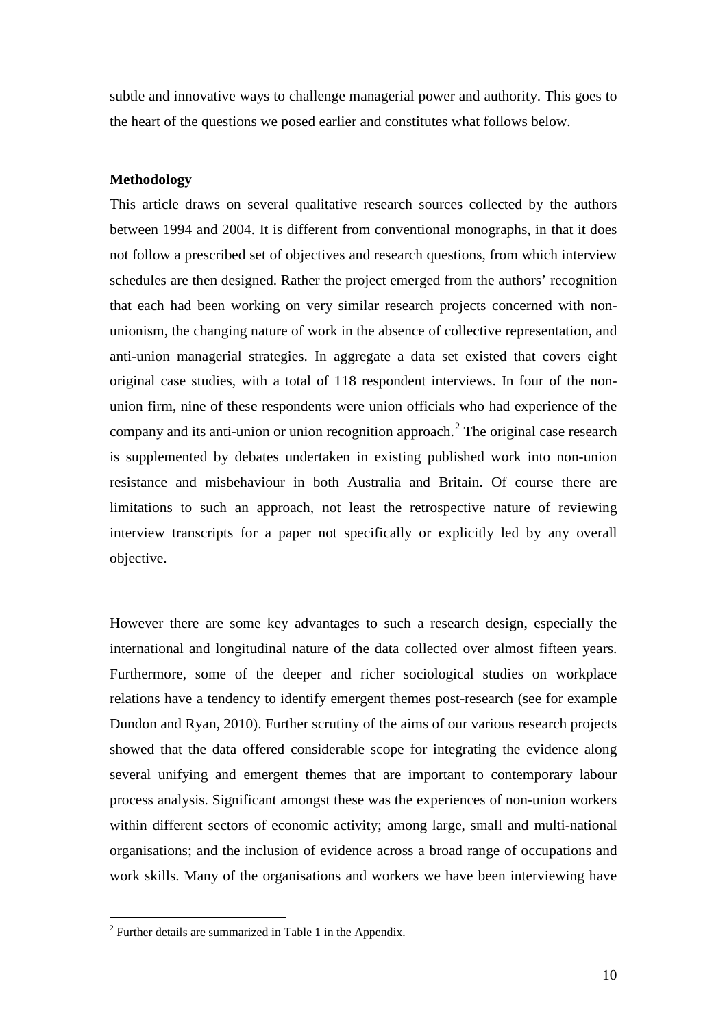subtle and innovative ways to challenge managerial power and authority. This goes to the heart of the questions we posed earlier and constitutes what follows below.

**Methodology**

This article draws on several qualitative research sources collected by the authors between 1994 and 2004. It is different from conventional monographs, in that it does not follow a prescribed set of objectives and research questions, from which interview schedules are then designed. Rather the project emerged from the authors' recognition that each had been working on very similar research projects concerned with non-unionism, the changing nature of work in the absence of collective representation, and anti-union managerial strategies. In aggregate a data set existed that covers eight original case studies, with a total of 118 respondent interviews. In four of the non-union firm, nine of these respondents were union officials who had experience of the company and its anti-union or union recognition approach.[2] The original case research is supplemented by debates undertaken in existing published work into non-union resistance and misbehaviour in both Australia and Britain. Of course there are limitations to such an approach, not least the retrospective nature of reviewing interview transcripts for a paper not specifically or explicitly led by any overall objective.

However there are some key advantages to such a research design, especially the international and longitudinal nature of the data collected over almost fifteen years. Furthermore, some of the deeper and richer sociological studies on workplace relations have a tendency to identify emergent themes post-research (see for example Dundon and Ryan, 2010). Further scrutiny of the aims of our various research projects showed that the data offered considerable scope for integrating the evidence along several unifying and emergent themes that are important to contemporary labour process analysis. Significant amongst these was the experiences of non-union workers within different sectors of economic activity; among large, small and multi-national organisations; and the inclusion of evidence across a broad range of occupations and work skills. Many of the organisations and workers we have been interviewing have

[2] Further details are summarized in Table 1 in the Appendix.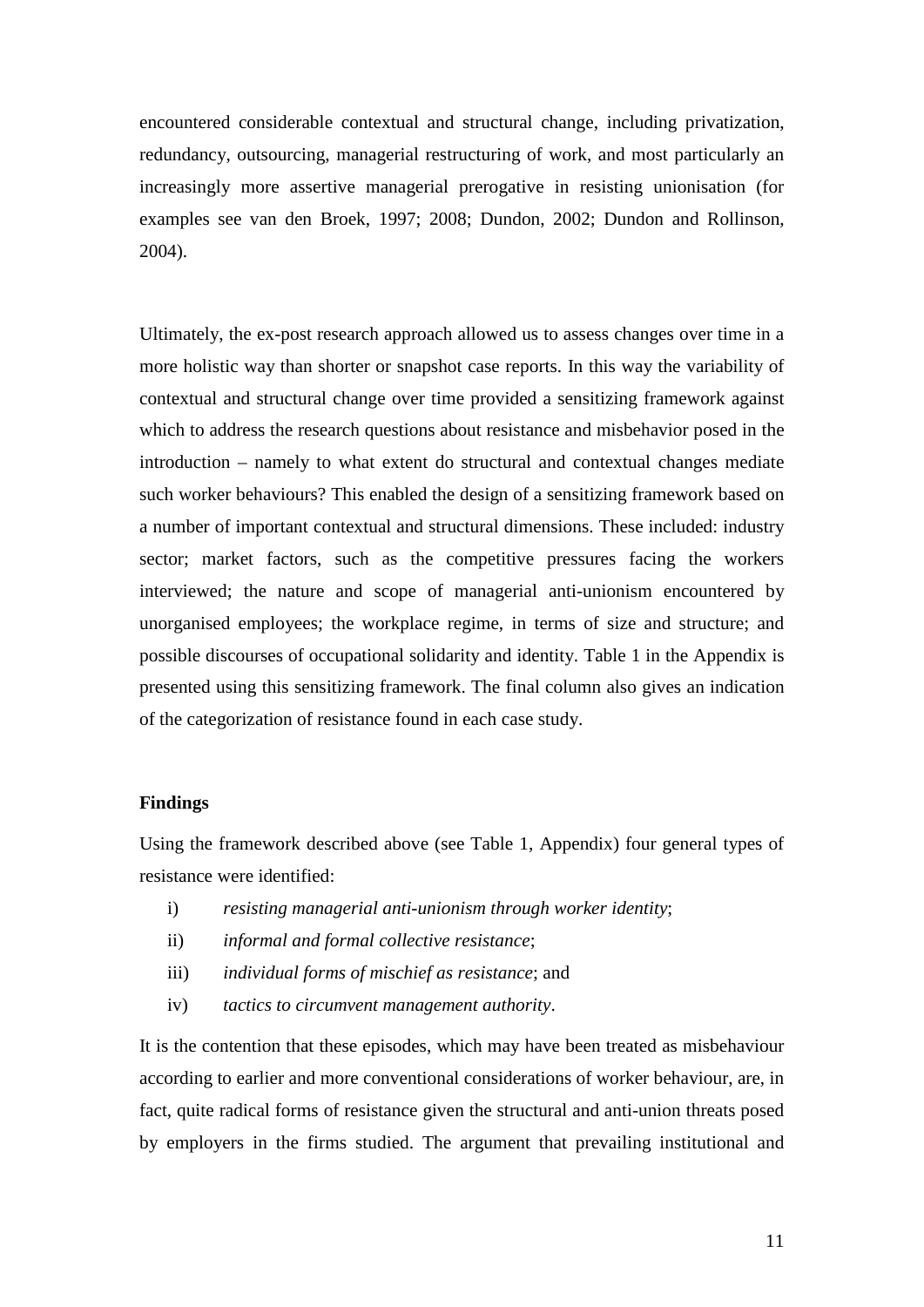encountered considerable contextual and structural change, including privatization, redundancy, outsourcing, managerial restructuring of work, and most particularly an increasingly more assertive managerial prerogative in resisting unionisation (for examples see van den Broek, 1997; 2008; Dundon, 2002; Dundon and Rollinson, 2004).

Ultimately, the ex-post research approach allowed us to assess changes over time in a more holistic way than shorter or snapshot case reports. In this way the variability of contextual and structural change over time provided a sensitizing framework against which to address the research questions about resistance and misbehavior posed in the introduction – namely to what extent do structural and contextual changes mediate such worker behaviours? This enabled the design of a sensitizing framework based on a number of important contextual and structural dimensions. These included: industry sector; market factors, such as the competitive pressures facing the workers interviewed; the nature and scope of managerial anti-unionism encountered by unorganised employees; the workplace regime, in terms of size and structure; and possible discourses of occupational solidarity and identity. Table 1 in the Appendix is presented using this sensitizing framework. The final column also gives an indication of the categorization of resistance found in each case study.

**Findings**

Using the framework described above (see Table 1, Appendix) four general types of resistance were identified:

i) *resisting managerial anti-unionism through worker identity*;
ii) *informal and formal collective resistance*;
iii) *individual forms of mischief as resistance*; and
iv) *tactics to circumvent management authority*.

It is the contention that these episodes, which may have been treated as misbehaviour according to earlier and more conventional considerations of worker behaviour, are, in fact, quite radical forms of resistance given the structural and anti-union threats posed by employers in the firms studied. The argument that prevailing institutional and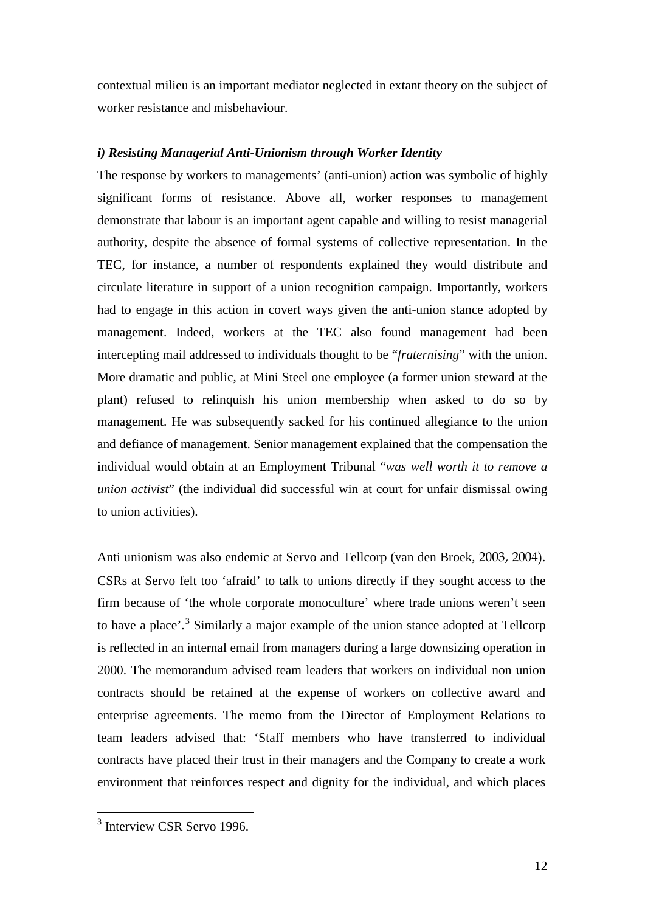contextual milieu is an important mediator neglected in extant theory on the subject of worker resistance and misbehaviour.

### *i) Resisting Managerial Anti-Unionism through Worker Identity*

The response by workers to managements' (anti-union) action was symbolic of highly significant forms of resistance. Above all, worker responses to management demonstrate that labour is an important agent capable and willing to resist managerial authority, despite the absence of formal systems of collective representation. In the TEC, for instance, a number of respondents explained they would distribute and circulate literature in support of a union recognition campaign. Importantly, workers had to engage in this action in covert ways given the anti-union stance adopted by management. Indeed, workers at the TEC also found management had been intercepting mail addressed to individuals thought to be "*fraternising*" with the union. More dramatic and public, at Mini Steel one employee (a former union steward at the plant) refused to relinquish his union membership when asked to do so by management. He was subsequently sacked for his continued allegiance to the union and defiance of management. Senior management explained that the compensation the individual would obtain at an Employment Tribunal "*was well worth it to remove a union activist*" (the individual did successful win at court for unfair dismissal owing to union activities).

Anti unionism was also endemic at Servo and Tellcorp (van den Broek, 2003, 2004). CSRs at Servo felt too 'afraid' to talk to unions directly if they sought access to the firm because of 'the whole corporate monoculture' where trade unions weren't seen to have a place'.[3] Similarly a major example of the union stance adopted at Tellcorp is reflected in an internal email from managers during a large downsizing operation in 2000. The memorandum advised team leaders that workers on individual non union contracts should be retained at the expense of workers on collective award and enterprise agreements. The memo from the Director of Employment Relations to team leaders advised that: 'Staff members who have transferred to individual contracts have placed their trust in their managers and the Company to create a work environment that reinforces respect and dignity for the individual, and which places

[3] Interview CSR Servo 1996.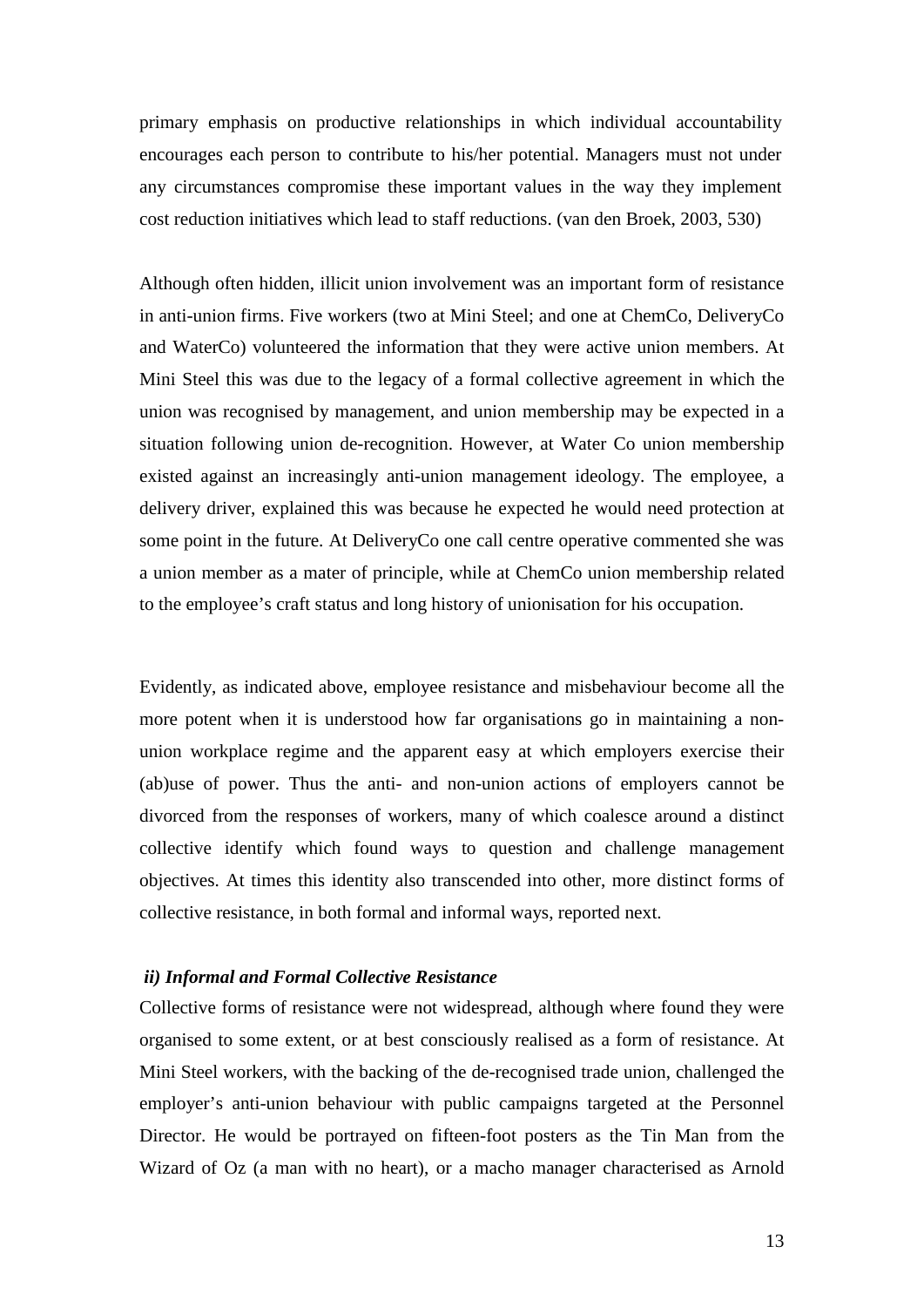primary emphasis on productive relationships in which individual accountability encourages each person to contribute to his/her potential. Managers must not under any circumstances compromise these important values in the way they implement cost reduction initiatives which lead to staff reductions. (van den Broek, 2003, 530)

Although often hidden, illicit union involvement was an important form of resistance in anti-union firms. Five workers (two at Mini Steel; and one at ChemCo, DeliveryCo and WaterCo) volunteered the information that they were active union members. At Mini Steel this was due to the legacy of a formal collective agreement in which the union was recognised by management, and union membership may be expected in a situation following union de-recognition. However, at Water Co union membership existed against an increasingly anti-union management ideology. The employee, a delivery driver, explained this was because he expected he would need protection at some point in the future. At DeliveryCo one call centre operative commented she was a union member as a mater of principle, while at ChemCo union membership related to the employee's craft status and long history of unionisation for his occupation.

Evidently, as indicated above, employee resistance and misbehaviour become all the more potent when it is understood how far organisations go in maintaining a non-union workplace regime and the apparent easy at which employers exercise their (ab)use of power. Thus the anti- and non-union actions of employers cannot be divorced from the responses of workers, many of which coalesce around a distinct collective identify which found ways to question and challenge management objectives. At times this identity also transcended into other, more distinct forms of collective resistance, in both formal and informal ways, reported next.

### *ii) Informal and Formal Collective Resistance*

Collective forms of resistance were not widespread, although where found they were organised to some extent, or at best consciously realised as a form of resistance. At Mini Steel workers, with the backing of the de-recognised trade union, challenged the employer's anti-union behaviour with public campaigns targeted at the Personnel Director. He would be portrayed on fifteen-foot posters as the Tin Man from the Wizard of Oz (a man with no heart), or a macho manager characterised as Arnold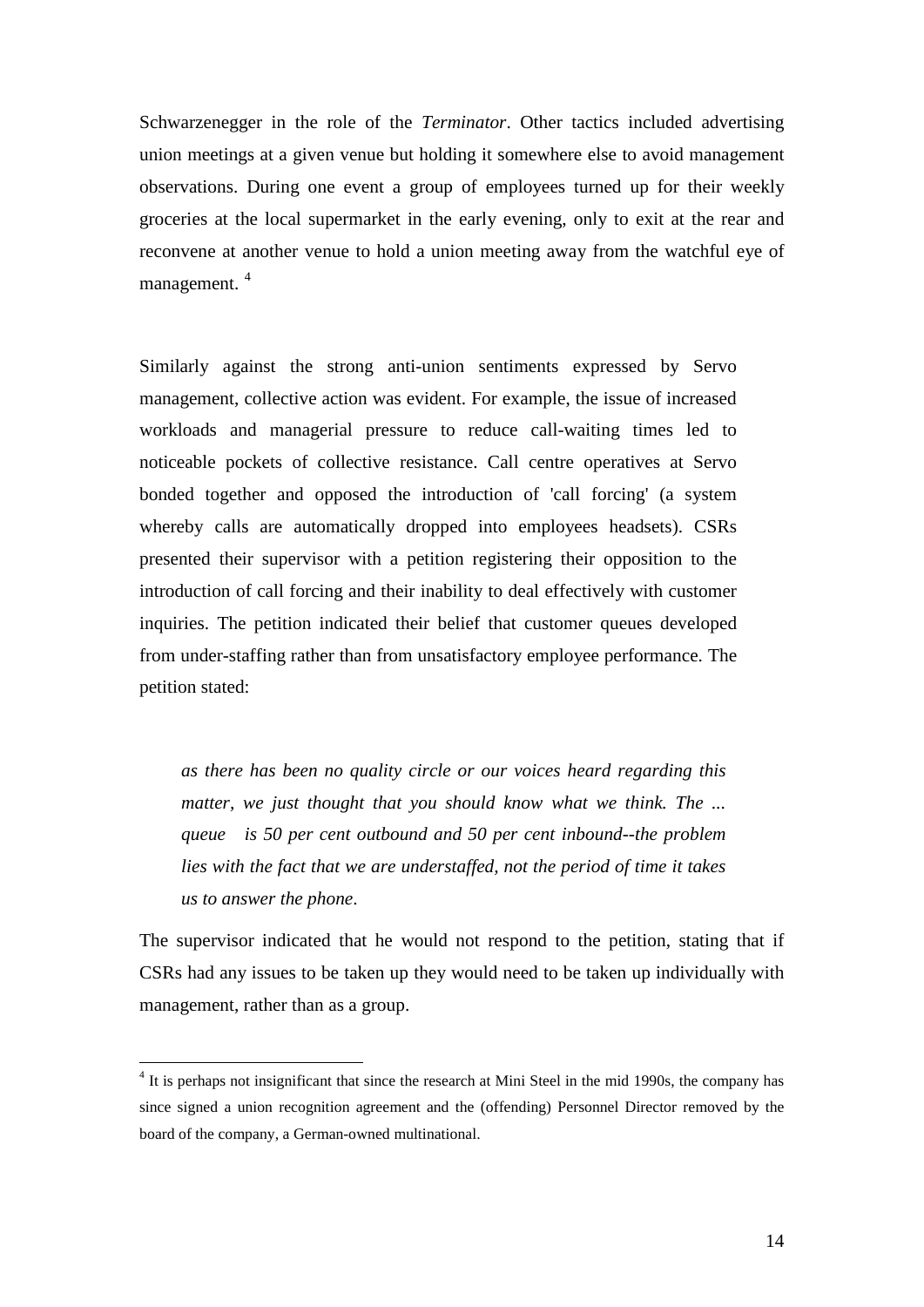Schwarzenegger in the role of the *Terminator*. Other tactics included advertising union meetings at a given venue but holding it somewhere else to avoid management observations. During one event a group of employees turned up for their weekly groceries at the local supermarket in the early evening, only to exit at the rear and reconvene at another venue to hold a union meeting away from the watchful eye of management. [4]

Similarly against the strong anti-union sentiments expressed by Servo management, collective action was evident. For example, the issue of increased workloads and managerial pressure to reduce call-waiting times led to noticeable pockets of collective resistance. Call centre operatives at Servo bonded together and opposed the introduction of 'call forcing' (a system whereby calls are automatically dropped into employees headsets). CSRs presented their supervisor with a petition registering their opposition to the introduction of call forcing and their inability to deal effectively with customer inquiries. The petition indicated their belief that customer queues developed from under-staffing rather than from unsatisfactory employee performance. The petition stated:

> *as there has been no quality circle or our voices heard regarding this matter, we just thought that you should know what we think. The ... queue is 50 per cent outbound and 50 per cent inbound--the problem lies with the fact that we are understaffed, not the period of time it takes us to answer the phone*.

The supervisor indicated that he would not respond to the petition, stating that if CSRs had any issues to be taken up they would need to be taken up individually with management, rather than as a group.

---

[4] It is perhaps not insignificant that since the research at Mini Steel in the mid 1990s, the company has since signed a union recognition agreement and the (offending) Personnel Director removed by the board of the company, a German-owned multinational.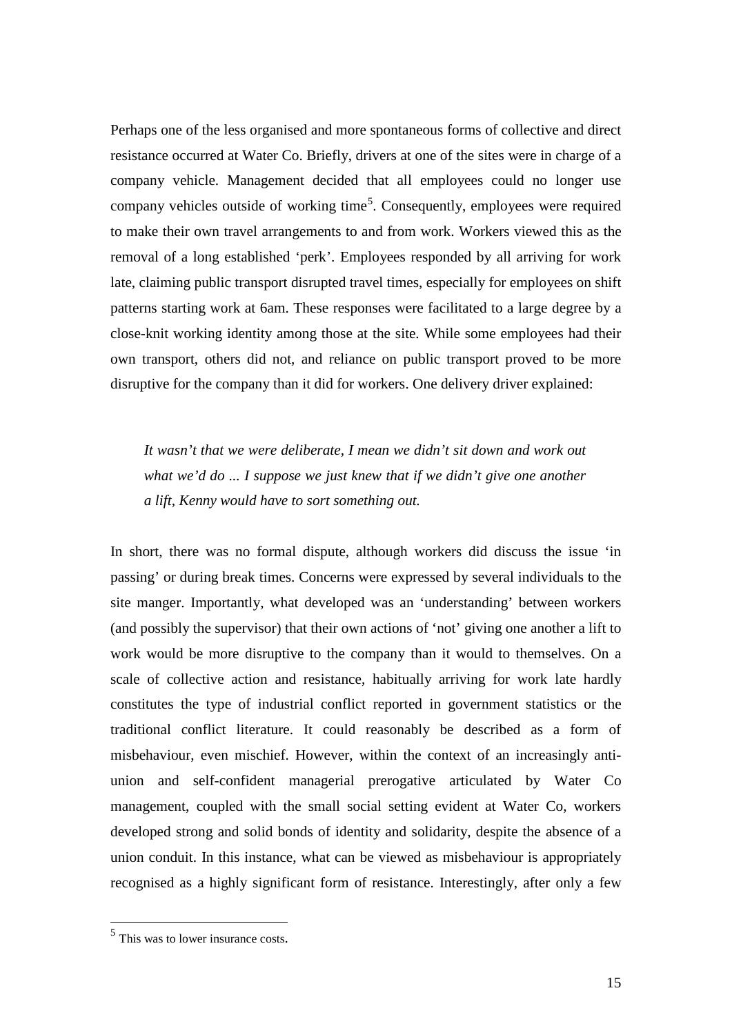Perhaps one of the less organised and more spontaneous forms of collective and direct resistance occurred at Water Co. Briefly, drivers at one of the sites were in charge of a company vehicle. Management decided that all employees could no longer use company vehicles outside of working time[5]. Consequently, employees were required to make their own travel arrangements to and from work. Workers viewed this as the removal of a long established 'perk'. Employees responded by all arriving for work late, claiming public transport disrupted travel times, especially for employees on shift patterns starting work at 6am. These responses were facilitated to a large degree by a close-knit working identity among those at the site. While some employees had their own transport, others did not, and reliance on public transport proved to be more disruptive for the company than it did for workers. One delivery driver explained:

> *It wasn't that we were deliberate, I mean we didn't sit down and work out what we'd do ... I suppose we just knew that if we didn't give one another a lift, Kenny would have to sort something out.*

In short, there was no formal dispute, although workers did discuss the issue 'in passing' or during break times. Concerns were expressed by several individuals to the site manger. Importantly, what developed was an 'understanding' between workers (and possibly the supervisor) that their own actions of 'not' giving one another a lift to work would be more disruptive to the company than it would to themselves. On a scale of collective action and resistance, habitually arriving for work late hardly constitutes the type of industrial conflict reported in government statistics or the traditional conflict literature. It could reasonably be described as a form of misbehaviour, even mischief. However, within the context of an increasingly anti-union and self-confident managerial prerogative articulated by Water Co management, coupled with the small social setting evident at Water Co, workers developed strong and solid bonds of identity and solidarity, despite the absence of a union conduit. In this instance, what can be viewed as misbehaviour is appropriately recognised as a highly significant form of resistance. Interestingly, after only a few

[5] This was to lower insurance costs.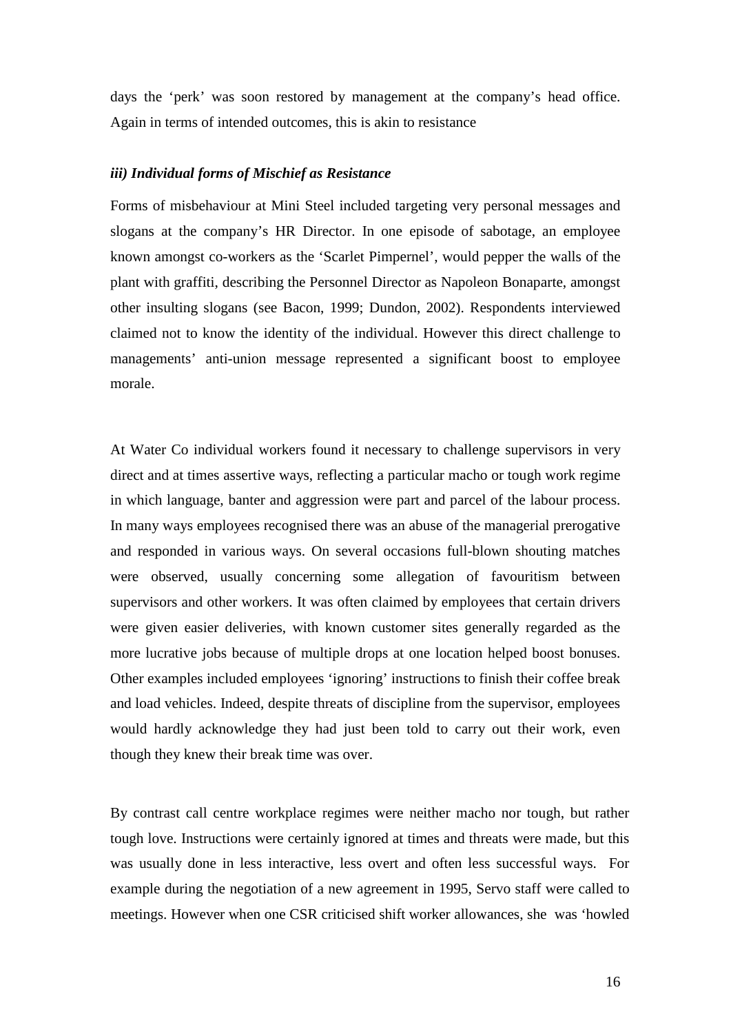days the 'perk' was soon restored by management at the company's head office. Again in terms of intended outcomes, this is akin to resistance

### *iii) Individual forms of Mischief as Resistance*

Forms of misbehaviour at Mini Steel included targeting very personal messages and slogans at the company's HR Director. In one episode of sabotage, an employee known amongst co-workers as the 'Scarlet Pimpernel', would pepper the walls of the plant with graffiti, describing the Personnel Director as Napoleon Bonaparte, amongst other insulting slogans (see Bacon, 1999; Dundon, 2002). Respondents interviewed claimed not to know the identity of the individual. However this direct challenge to managements' anti-union message represented a significant boost to employee morale.

At Water Co individual workers found it necessary to challenge supervisors in very direct and at times assertive ways, reflecting a particular macho or tough work regime in which language, banter and aggression were part and parcel of the labour process. In many ways employees recognised there was an abuse of the managerial prerogative and responded in various ways. On several occasions full-blown shouting matches were observed, usually concerning some allegation of favouritism between supervisors and other workers. It was often claimed by employees that certain drivers were given easier deliveries, with known customer sites generally regarded as the more lucrative jobs because of multiple drops at one location helped boost bonuses. Other examples included employees 'ignoring' instructions to finish their coffee break and load vehicles. Indeed, despite threats of discipline from the supervisor, employees would hardly acknowledge they had just been told to carry out their work, even though they knew their break time was over.

By contrast call centre workplace regimes were neither macho nor tough, but rather tough love. Instructions were certainly ignored at times and threats were made, but this was usually done in less interactive, less overt and often less successful ways. For example during the negotiation of a new agreement in 1995, Servo staff were called to meetings. However when one CSR criticised shift worker allowances, she was 'howled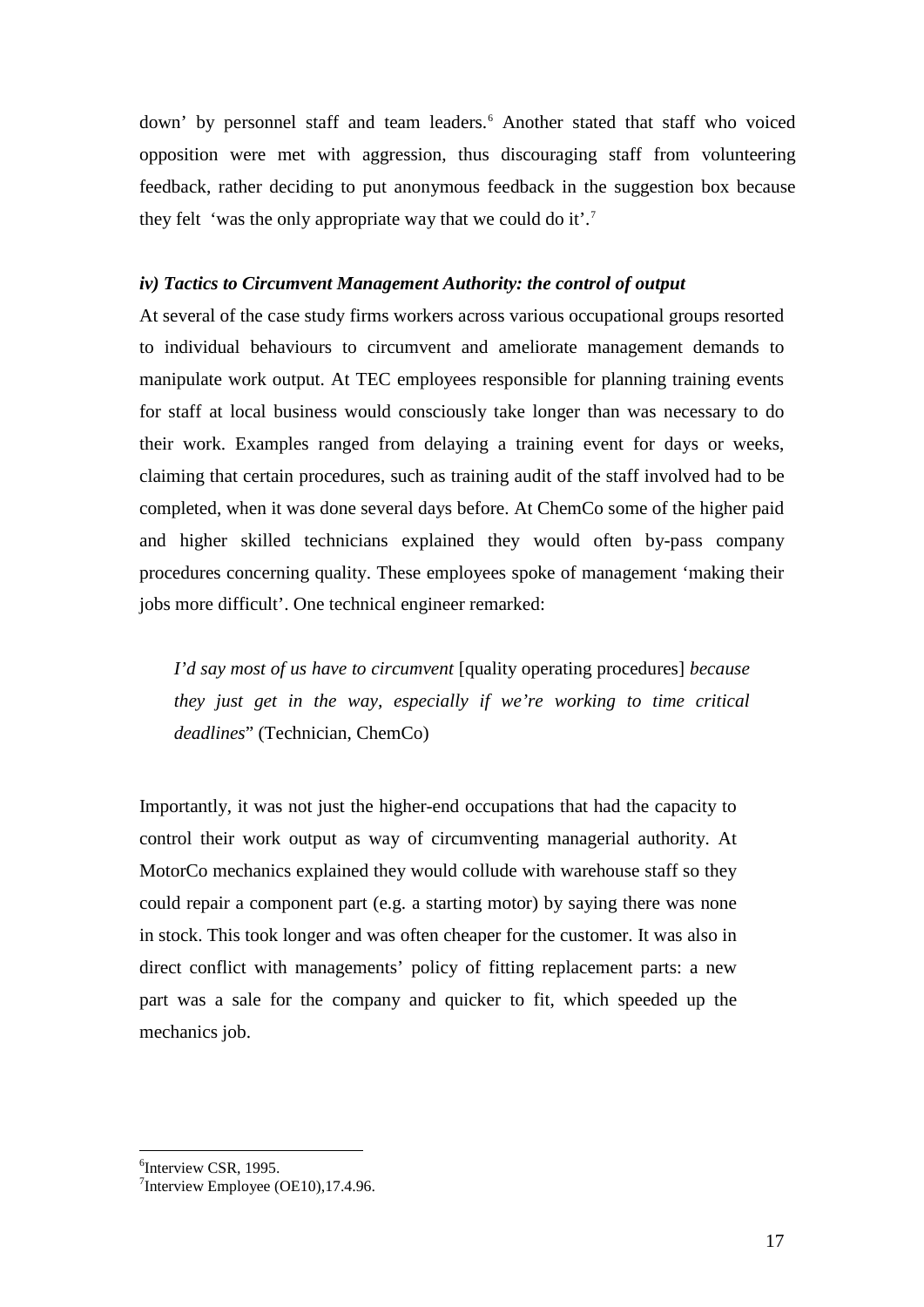down' by personnel staff and team leaders.[6] Another stated that staff who voiced opposition were met with aggression, thus discouraging staff from volunteering feedback, rather deciding to put anonymous feedback in the suggestion box because they felt 'was the only appropriate way that we could do it'.[7]

### *iv) Tactics to Circumvent Management Authority: the control of output*

At several of the case study firms workers across various occupational groups resorted to individual behaviours to circumvent and ameliorate management demands to manipulate work output. At TEC employees responsible for planning training events for staff at local business would consciously take longer than was necessary to do their work. Examples ranged from delaying a training event for days or weeks, claiming that certain procedures, such as training audit of the staff involved had to be completed, when it was done several days before. At ChemCo some of the higher paid and higher skilled technicians explained they would often by-pass company procedures concerning quality. These employees spoke of management 'making their jobs more difficult'. One technical engineer remarked:

> *I'd say most of us have to circumvent* [quality operating procedures] *because they just get in the way, especially if we're working to time critical deadlines*" (Technician, ChemCo)

Importantly, it was not just the higher-end occupations that had the capacity to control their work output as way of circumventing managerial authority. At MotorCo mechanics explained they would collude with warehouse staff so they could repair a component part (e.g. a starting motor) by saying there was none in stock. This took longer and was often cheaper for the customer. It was also in direct conflict with managements' policy of fitting replacement parts: a new part was a sale for the company and quicker to fit, which speeded up the mechanics job.

---

[6] Interview CSR, 1995.

[7] Interview Employee (OE10),17.4.96.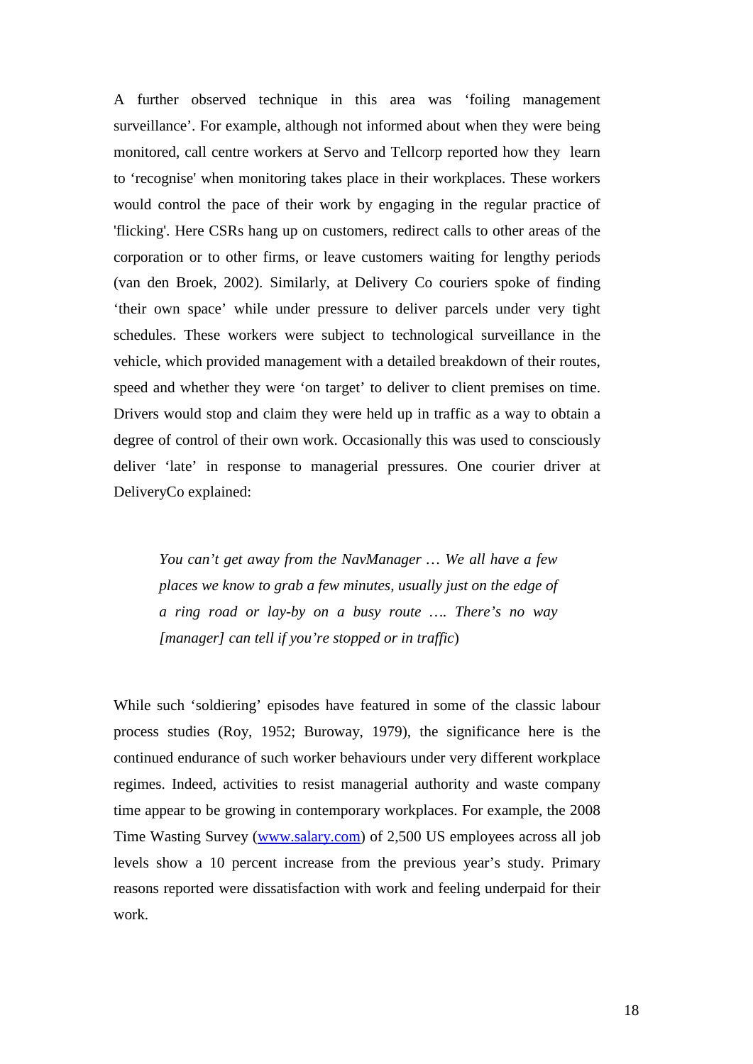A further observed technique in this area was 'foiling management surveillance'. For example, although not informed about when they were being monitored, call centre workers at Servo and Tellcorp reported how they learn to 'recognise' when monitoring takes place in their workplaces. These workers would control the pace of their work by engaging in the regular practice of 'flicking'. Here CSRs hang up on customers, redirect calls to other areas of the corporation or to other firms, or leave customers waiting for lengthy periods (van den Broek, 2002). Similarly, at Delivery Co couriers spoke of finding 'their own space' while under pressure to deliver parcels under very tight schedules. These workers were subject to technological surveillance in the vehicle, which provided management with a detailed breakdown of their routes, speed and whether they were 'on target' to deliver to client premises on time. Drivers would stop and claim they were held up in traffic as a way to obtain a degree of control of their own work. Occasionally this was used to consciously deliver 'late' in response to managerial pressures. One courier driver at DeliveryCo explained:

> *You can't get away from the NavManager … We all have a few places we know to grab a few minutes, usually just on the edge of a ring road or lay-by on a busy route …. There's no way [manager] can tell if you're stopped or in traffic*)

While such 'soldiering' episodes have featured in some of the classic labour process studies (Roy, 1952; Buroway, 1979), the significance here is the continued endurance of such worker behaviours under very different workplace regimes. Indeed, activities to resist managerial authority and waste company time appear to be growing in contemporary workplaces. For example, the 2008 Time Wasting Survey (www.salary.com) of 2,500 US employees across all job levels show a 10 percent increase from the previous year's study. Primary reasons reported were dissatisfaction with work and feeling underpaid for their work.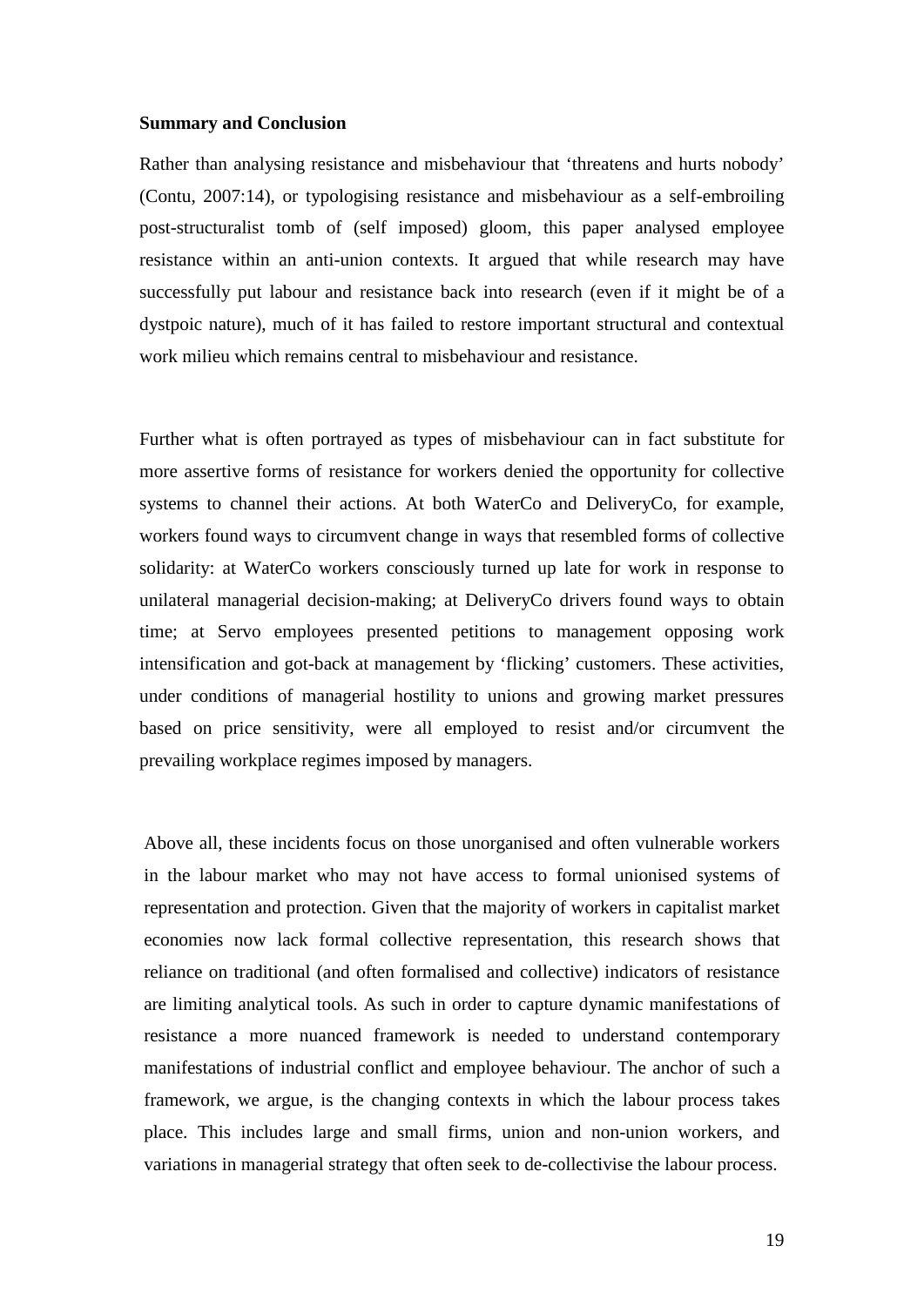**Summary and Conclusion**

Rather than analysing resistance and misbehaviour that 'threatens and hurts nobody' (Contu, 2007:14), or typologising resistance and misbehaviour as a self-embroiling post-structuralist tomb of (self imposed) gloom, this paper analysed employee resistance within an anti-union contexts. It argued that while research may have successfully put labour and resistance back into research (even if it might be of a dystpoic nature), much of it has failed to restore important structural and contextual work milieu which remains central to misbehaviour and resistance.

Further what is often portrayed as types of misbehaviour can in fact substitute for more assertive forms of resistance for workers denied the opportunity for collective systems to channel their actions. At both WaterCo and DeliveryCo, for example, workers found ways to circumvent change in ways that resembled forms of collective solidarity: at WaterCo workers consciously turned up late for work in response to unilateral managerial decision-making; at DeliveryCo drivers found ways to obtain time; at Servo employees presented petitions to management opposing work intensification and got-back at management by 'flicking' customers. These activities, under conditions of managerial hostility to unions and growing market pressures based on price sensitivity, were all employed to resist and/or circumvent the prevailing workplace regimes imposed by managers.

Above all, these incidents focus on those unorganised and often vulnerable workers in the labour market who may not have access to formal unionised systems of representation and protection. Given that the majority of workers in capitalist market economies now lack formal collective representation, this research shows that reliance on traditional (and often formalised and collective) indicators of resistance are limiting analytical tools. As such in order to capture dynamic manifestations of resistance a more nuanced framework is needed to understand contemporary manifestations of industrial conflict and employee behaviour. The anchor of such a framework, we argue, is the changing contexts in which the labour process takes place. This includes large and small firms, union and non-union workers, and variations in managerial strategy that often seek to de-collectivise the labour process.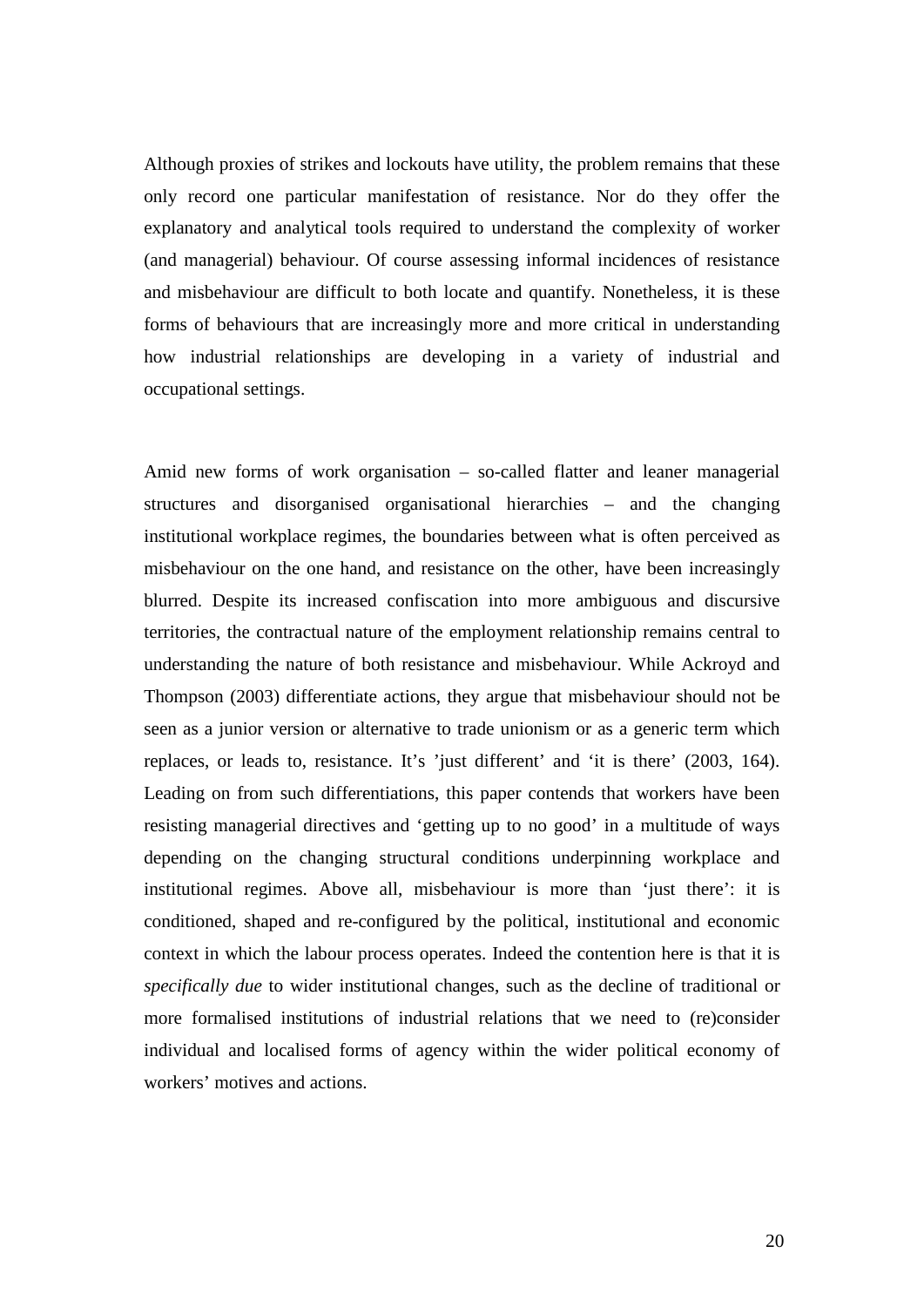Although proxies of strikes and lockouts have utility, the problem remains that these only record one particular manifestation of resistance. Nor do they offer the explanatory and analytical tools required to understand the complexity of worker (and managerial) behaviour. Of course assessing informal incidences of resistance and misbehaviour are difficult to both locate and quantify. Nonetheless, it is these forms of behaviours that are increasingly more and more critical in understanding how industrial relationships are developing in a variety of industrial and occupational settings.

Amid new forms of work organisation – so-called flatter and leaner managerial structures and disorganised organisational hierarchies – and the changing institutional workplace regimes, the boundaries between what is often perceived as misbehaviour on the one hand, and resistance on the other, have been increasingly blurred. Despite its increased confiscation into more ambiguous and discursive territories, the contractual nature of the employment relationship remains central to understanding the nature of both resistance and misbehaviour. While Ackroyd and Thompson (2003) differentiate actions, they argue that misbehaviour should not be seen as a junior version or alternative to trade unionism or as a generic term which replaces, or leads to, resistance. It's 'just different' and 'it is there' (2003, 164). Leading on from such differentiations, this paper contends that workers have been resisting managerial directives and 'getting up to no good' in a multitude of ways depending on the changing structural conditions underpinning workplace and institutional regimes. Above all, misbehaviour is more than 'just there': it is conditioned, shaped and re-configured by the political, institutional and economic context in which the labour process operates. Indeed the contention here is that it is *specifically due* to wider institutional changes, such as the decline of traditional or more formalised institutions of industrial relations that we need to (re)consider individual and localised forms of agency within the wider political economy of workers' motives and actions.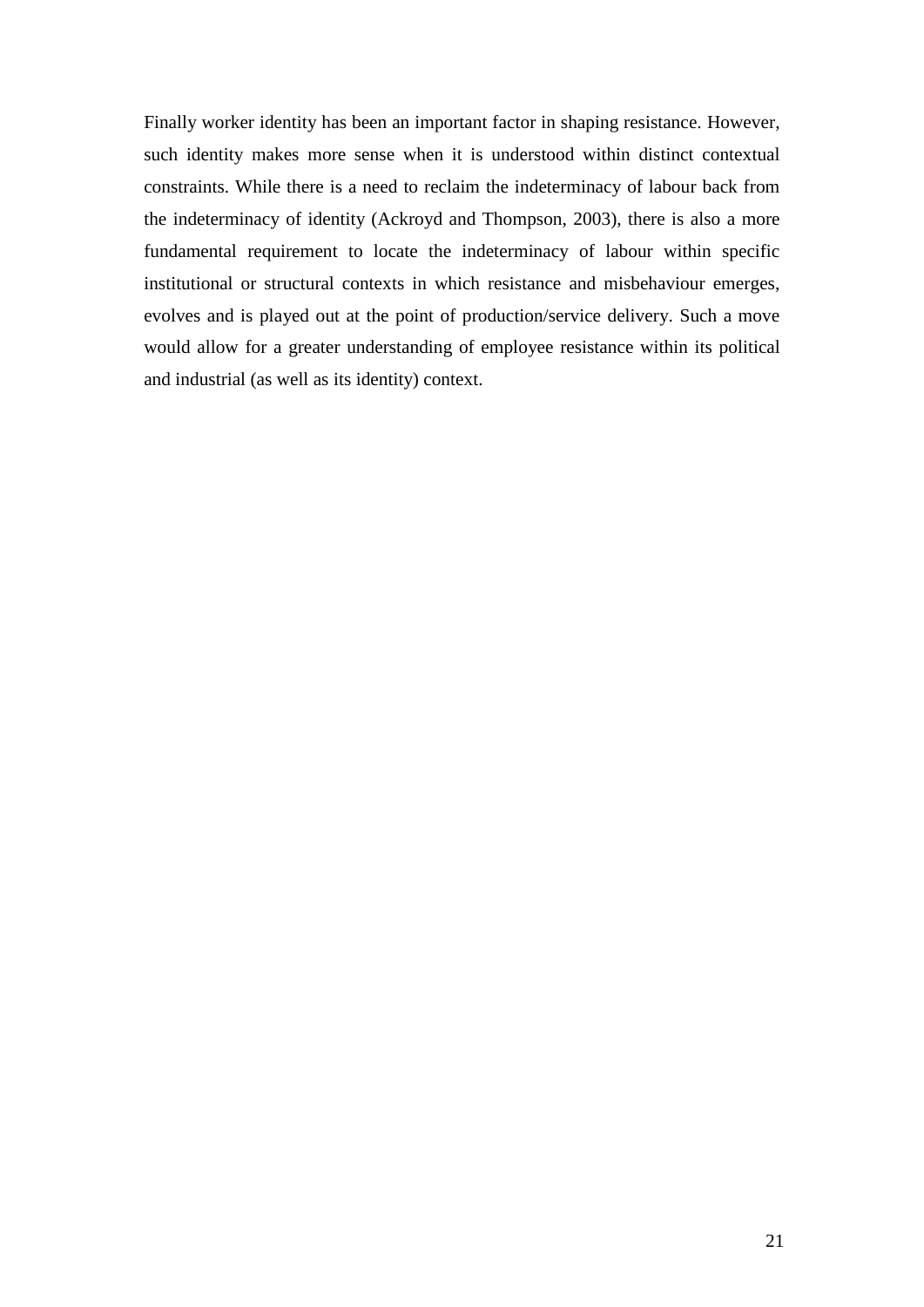Finally worker identity has been an important factor in shaping resistance. However, such identity makes more sense when it is understood within distinct contextual constraints. While there is a need to reclaim the indeterminacy of labour back from the indeterminacy of identity (Ackroyd and Thompson, 2003), there is also a more fundamental requirement to locate the indeterminacy of labour within specific institutional or structural contexts in which resistance and misbehaviour emerges, evolves and is played out at the point of production/service delivery. Such a move would allow for a greater understanding of employee resistance within its political and industrial (as well as its identity) context.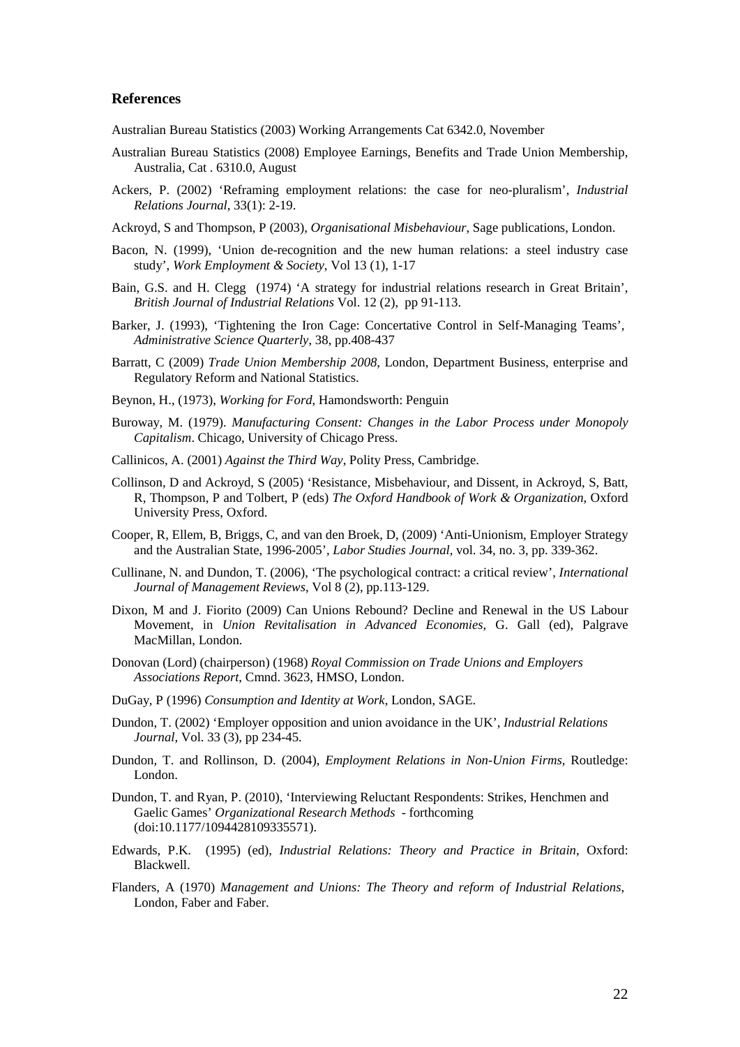## References

Australian Bureau Statistics (2003) Working Arrangements Cat 6342.0, November

Australian Bureau Statistics (2008) Employee Earnings, Benefits and Trade Union Membership, Australia, Cat . 6310.0, August

Ackers, P. (2002) 'Reframing employment relations: the case for neo-pluralism', *Industrial Relations Journal*, 33(1): 2-19.

Ackroyd, S and Thompson, P (2003), *Organisational Misbehaviour*, Sage publications, London.

Bacon, N. (1999), 'Union de-recognition and the new human relations: a steel industry case study', *Work Employment & Society*, Vol 13 (1), 1-17

Bain, G.S. and H. Clegg (1974) 'A strategy for industrial relations research in Great Britain', *British Journal of Industrial Relations* Vol. 12 (2), pp 91-113.

Barker, J. (1993), 'Tightening the Iron Cage: Concertative Control in Self-Managing Teams', *Administrative Science Quarterly*, 38, pp.408-437

Barratt, C (2009) *Trade Union Membership 2008*, London, Department Business, enterprise and Regulatory Reform and National Statistics.

Beynon, H., (1973), *Working for Ford*, Hamondsworth: Penguin

Buroway, M. (1979). *Manufacturing Consent: Changes in the Labor Process under Monopoly Capitalism*. Chicago, University of Chicago Press.

Callinicos, A. (2001) *Against the Third Way*, Polity Press, Cambridge.

Collinson, D and Ackroyd, S (2005) 'Resistance, Misbehaviour, and Dissent, in Ackroyd, S, Batt, R, Thompson, P and Tolbert, P (eds) *The Oxford Handbook of Work & Organization*, Oxford University Press, Oxford.

Cooper, R, Ellem, B, Briggs, C, and van den Broek, D, (2009) 'Anti-Unionism, Employer Strategy and the Australian State, 1996-2005', *Labor Studies Journal*, vol. 34, no. 3, pp. 339-362.

Cullinane, N. and Dundon, T. (2006), 'The psychological contract: a critical review', *International Journal of Management Reviews*, Vol 8 (2), pp.113-129.

Dixon, M and J. Fiorito (2009) Can Unions Rebound? Decline and Renewal in the US Labour Movement, in *Union Revitalisation in Advanced Economies*, G. Gall (ed), Palgrave MacMillan, London.

Donovan (Lord) (chairperson) (1968) *Royal Commission on Trade Unions and Employers Associations Report*, Cmnd. 3623, HMSO, London.

DuGay, P (1996) *Consumption and Identity at Work*, London, SAGE.

Dundon, T. (2002) 'Employer opposition and union avoidance in the UK', *Industrial Relations Journal*, Vol. 33 (3), pp 234-45.

Dundon, T. and Rollinson, D. (2004), *Employment Relations in Non-Union Firms*, Routledge: London.

Dundon, T. and Ryan, P. (2010), 'Interviewing Reluctant Respondents: Strikes, Henchmen and Gaelic Games' *Organizational Research Methods* - forthcoming (doi:10.1177/1094428109335571).

Edwards, P.K. (1995) (ed), *Industrial Relations: Theory and Practice in Britain*, Oxford: Blackwell.

Flanders, A (1970) *Management and Unions: The Theory and reform of Industrial Relations*, London, Faber and Faber.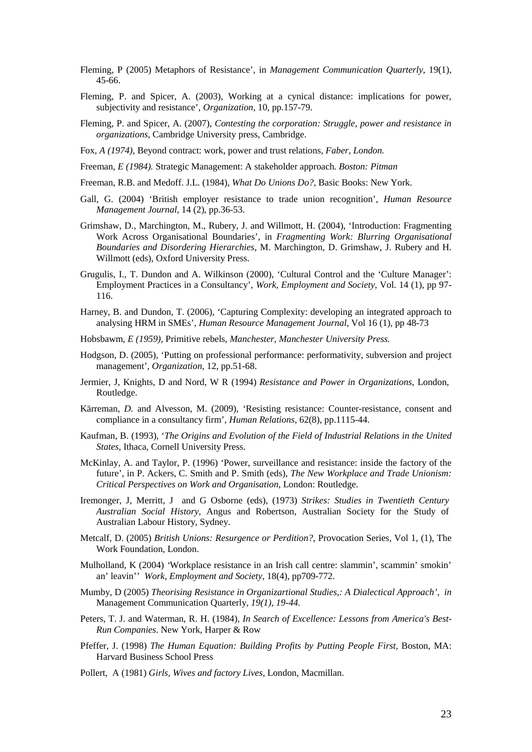Fleming, P (2005) Metaphors of Resistance', in *Management Communication Quarterly*, 19(1), 45-66.

Fleming, P. and Spicer, A. (2003), Working at a cynical distance: implications for power, subjectivity and resistance', *Organization*, 10, pp.157-79.

Fleming, P. and Spicer, A. (2007), *Contesting the corporation: Struggle, power and resistance in organizations*, Cambridge University press, Cambridge.

Fox, *A (1974)*, Beyond contract: work, power and trust relations, *Faber, London.*

Freeman, *E (1984).* Strategic Management: A stakeholder approach*. Boston: Pitman*

Freeman, R.B. and Medoff. J.L. (1984), *What Do Unions Do?*, Basic Books: New York.

Gall, G. (2004) 'British employer resistance to trade union recognition', *Human Resource Management Journal*, 14 (2), pp.36-53.

Grimshaw, D., Marchington, M., Rubery, J. and Willmott, H. (2004), 'Introduction: Fragmenting Work Across Organisational Boundaries', in *Fragmenting Work: Blurring Organisational Boundaries and Disordering Hierarchies*, M. Marchington, D. Grimshaw, J. Rubery and H. Willmott (eds), Oxford University Press.

Grugulis, I., T. Dundon and A. Wilkinson (2000), 'Cultural Control and the 'Culture Manager': Employment Practices in a Consultancy', *Work, Employment and Society*, Vol. 14 (1), pp 97-116.

Harney, B. and Dundon, T. (2006), 'Capturing Complexity: developing an integrated approach to analysing HRM in SMEs', *Human Resource Management Journal*, Vol 16 (1), pp 48-73

Hobsbawm, *E (1959)*, Primitive rebels, *Manchester, Manchester University Press.*

Hodgson, D. (2005), 'Putting on professional performance: performativity, subversion and project management', *Organization*, 12, pp.51-68.

Jermier, J, Knights, D and Nord, W R (1994) *Resistance and Power in Organizations*, London, Routledge.

Kärreman, *D.* and Alvesson, M. (2009), 'Resisting resistance: Counter-resistance, consent and compliance in a consultancy firm', *Human Relations*, 62(8), pp.1115-44.

Kaufman, B. (1993), '*The Origins and Evolution of the Field of Industrial Relations in the United States*, Ithaca, Cornell University Press.

McKinlay, A. and Taylor, P. (1996) 'Power, surveillance and resistance: inside the factory of the future', in P. Ackers, C. Smith and P. Smith (eds), *The New Workplace and Trade Unionism: Critical Perspectives on Work and Organisation*, London: Routledge.

Iremonger, J, Merritt, J and G Osborne (eds), (1973) *Strikes: Studies in Twentieth Century Australian Social History*, Angus and Robertson, Australian Society for the Study of Australian Labour History, Sydney.

Metcalf, D. (2005) *British Unions: Resurgence or Perdition?*, Provocation Series, Vol 1, (1), The Work Foundation, London.

Mulholland, K (2004) 'Workplace resistance in an Irish call centre: slammin', scammin' smokin' an' leavin'' *Work, Employment and Society*, 18(4), pp709-772.

Mumby, D (2005) *Theorising Resistance in Organizartional Studies,: A Dialectical Approach', in* Management Communication Quarterly*, 19(1), 19-44.*

Peters, T. J. and Waterman, R. H. (1984), *In Search of Excellence: Lessons from America's Best-Run Companies*. New York, Harper & Row

Pfeffer, J. (1998) *The Human Equation: Building Profits by Putting People First*, Boston, MA: Harvard Business School Press

Pollert, A (1981) *Girls, Wives and factory Lives*, London, Macmillan.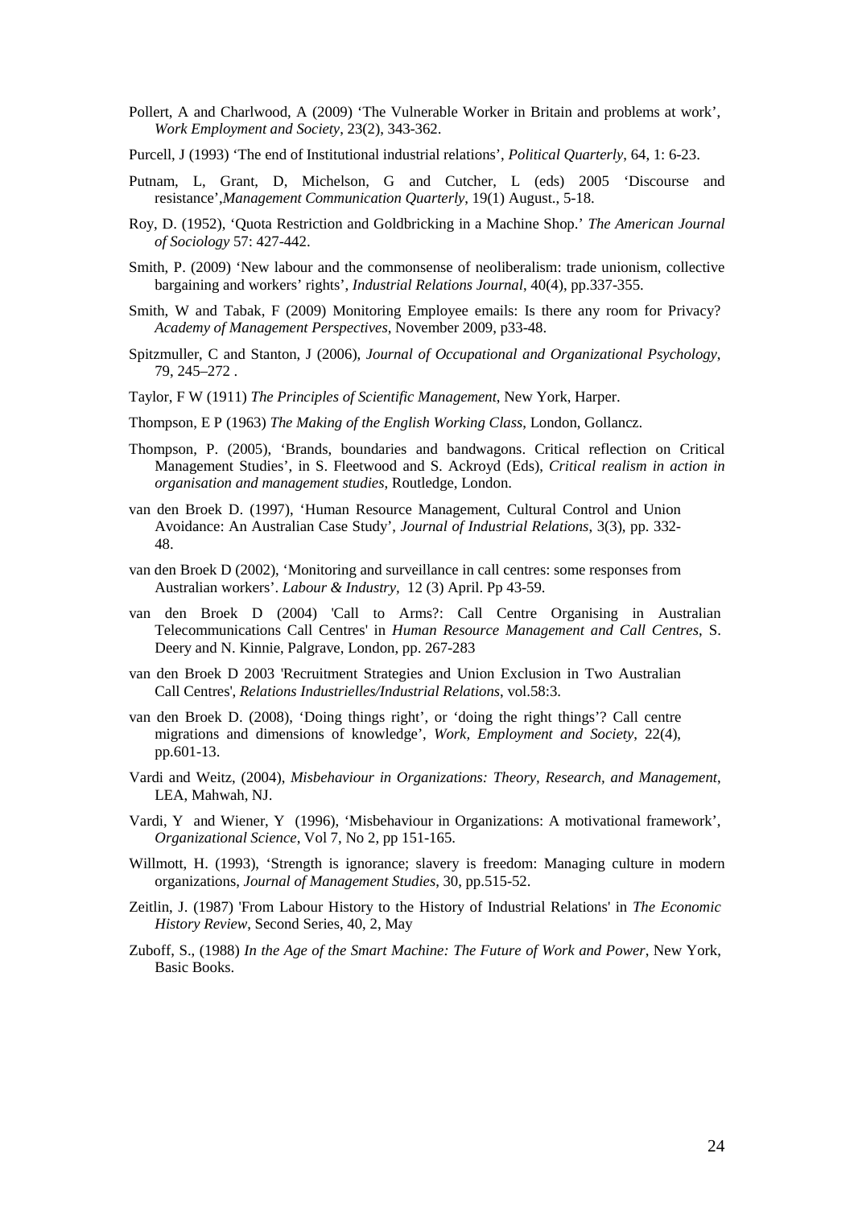Pollert, A and Charlwood, A (2009) 'The Vulnerable Worker in Britain and problems at work', *Work Employment and Society*, 23(2), 343-362.

Purcell, J (1993) 'The end of Institutional industrial relations', *Political Quarterly*, 64, 1: 6-23.

Putnam, L, Grant, D, Michelson, G and Cutcher, L (eds) 2005 'Discourse and resistance',*Management Communication Quarterly*, 19(1) August., 5-18.

Roy, D. (1952), 'Quota Restriction and Goldbricking in a Machine Shop.' *The American Journal of Sociology* 57: 427-442.

Smith, P. (2009) 'New labour and the commonsense of neoliberalism: trade unionism, collective bargaining and workers' rights', *Industrial Relations Journal*, 40(4), pp.337-355.

Smith, W and Tabak, F (2009) Monitoring Employee emails: Is there any room for Privacy? *Academy of Management Perspectives*, November 2009, p33-48.

Spitzmuller, C and Stanton, J (2006), *Journal of Occupational and Organizational Psychology*, 79, 245–272 .

Taylor, F W (1911) *The Principles of Scientific Management*, New York, Harper.

Thompson, E P (1963) *The Making of the English Working Class*, London, Gollancz.

Thompson, P. (2005), 'Brands, boundaries and bandwagons. Critical reflection on Critical Management Studies', in S. Fleetwood and S. Ackroyd (Eds), *Critical realism in action in organisation and management studies*, Routledge, London.

van den Broek D. (1997), 'Human Resource Management, Cultural Control and Union Avoidance: An Australian Case Study', *Journal of Industrial Relations*, 3(3), pp. 332-48.

van den Broek D (2002), 'Monitoring and surveillance in call centres: some responses from Australian workers'. *Labour & Industry,* 12 (3) April. Pp 43-59.

van den Broek D (2004) 'Call to Arms?: Call Centre Organising in Australian Telecommunications Call Centres' in *Human Resource Management and Call Centres*, S. Deery and N. Kinnie, Palgrave, London, pp. 267-283

van den Broek D 2003 'Recruitment Strategies and Union Exclusion in Two Australian Call Centres', *Relations Industrielles/Industrial Relations*, vol.58:3.

van den Broek D. (2008), 'Doing things right', or 'doing the right things'? Call centre migrations and dimensions of knowledge', *Work, Employment and Society*, 22(4), pp.601-13.

Vardi and Weitz, (2004), *Misbehaviour in Organizations: Theory, Research, and Management*, LEA, Mahwah, NJ.

Vardi, Y and Wiener, Y (1996), 'Misbehaviour in Organizations: A motivational framework', *Organizational Science*, Vol 7, No 2, pp 151-165.

Willmott, H. (1993), 'Strength is ignorance; slavery is freedom: Managing culture in modern organizations, *Journal of Management Studies*, 30, pp.515-52.

Zeitlin, J. (1987) 'From Labour History to the History of Industrial Relations' in *The Economic History Review*, Second Series, 40, 2, May

Zuboff, S., (1988) *In the Age of the Smart Machine: The Future of Work and Power*, New York, Basic Books.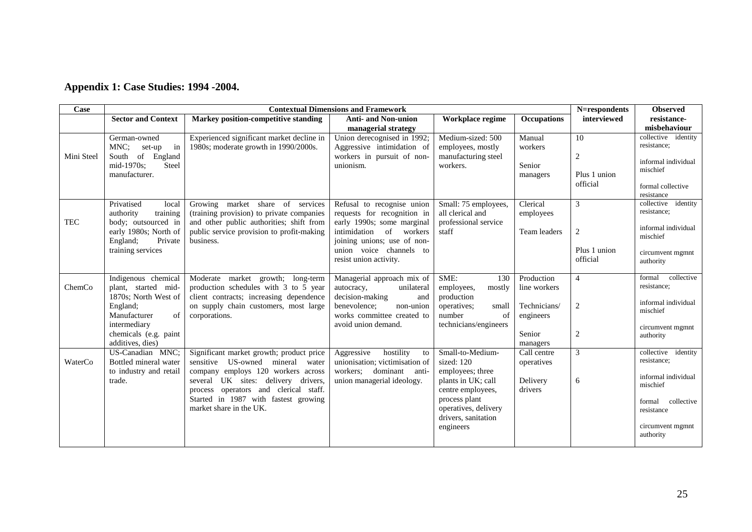## Appendix 1: Case Studies: 1994 -2004.

| Case | Contextual Dimensions and Framework | | | | | N=respondents interviewed | Observed resistance-misbehaviour |
|---|---|---|---|---|---|---|---|
| | **Sector and Context** | **Markey position-competitive standing** | **Anti- and Non-union managerial strategy** | **Workplace regime** | **Occupations** | | |
| Mini Steel | German-owned MNC; set-up in South of England mid-1970s; Steel manufacturer. | Experienced significant market decline in 1980s; moderate growth in 1990/2000s. | Union derecognised in 1992; Aggressive intimidation of workers in pursuit of non-unionism. | Medium-sized: 500 employees, mostly manufacturing steel workers. | Manual workers<br><br>Senior managers | 10<br><br>2<br><br>Plus 1 union official | collective identity resistance;<br><br>informal individual mischief<br><br>formal collective resistance |
| TEC | Privatised local authority training body; outsourced in early 1980s; North of England; Private training services | Growing market share of services (training provision) to private companies and other public authorities; shift from public service provision to profit-making business. | Refusal to recognise union requests for recognition in early 1990s; some marginal intimidation of workers joining unions; use of non-union voice channels to resist union activity. | Small: 75 employees, all clerical and professional service staff | Clerical employees<br><br>Team leaders | 3<br><br>2<br><br>Plus 1 union official | collective identity resistance;<br><br>informal individual mischief<br><br>circumvent mgmnt authority |
| ChemCo | Indigenous chemical plant, started mid-1870s; North West of England; Manufacturer of intermediary chemicals (e.g. paint additives, dies) | Moderate market growth; long-term production schedules with 3 to 5 year client contracts; increasing dependence on supply chain customers, most large corporations. | Managerial approach mix of autocracy, unilateral decision-making and benevolence; non-union works committee created to avoid union demand. | SME: 130 employees, mostly production operatives; small number of technicians/engineers | Production line workers<br><br>Technicians/ engineers<br><br>Senior managers | 4<br><br>2<br><br>2 | formal collective resistance;<br><br>informal individual mischief<br><br>circumvent mgmnt authority |
| WaterCo | US-Canadian MNC; Bottled mineral water to industry and retail trade. | Significant market growth; product price sensitive US-owned mineral water company employs 120 workers across several UK sites: delivery drivers, process operators and clerical staff. Started in 1987 with fastest growing market share in the UK. | Aggressive hostility to unionisation; victimisation of workers; dominant anti-union managerial ideology. | Small-to-Medium-sized: 120 employees; three plants in UK; call centre employees, process plant operatives, delivery drivers, sanitation engineers | Call centre operatives<br><br>Delivery drivers | 3<br><br>6 | collective identity resistance;<br><br>informal individual mischief<br><br>formal collective resistance<br><br>circumvent mgmnt authority |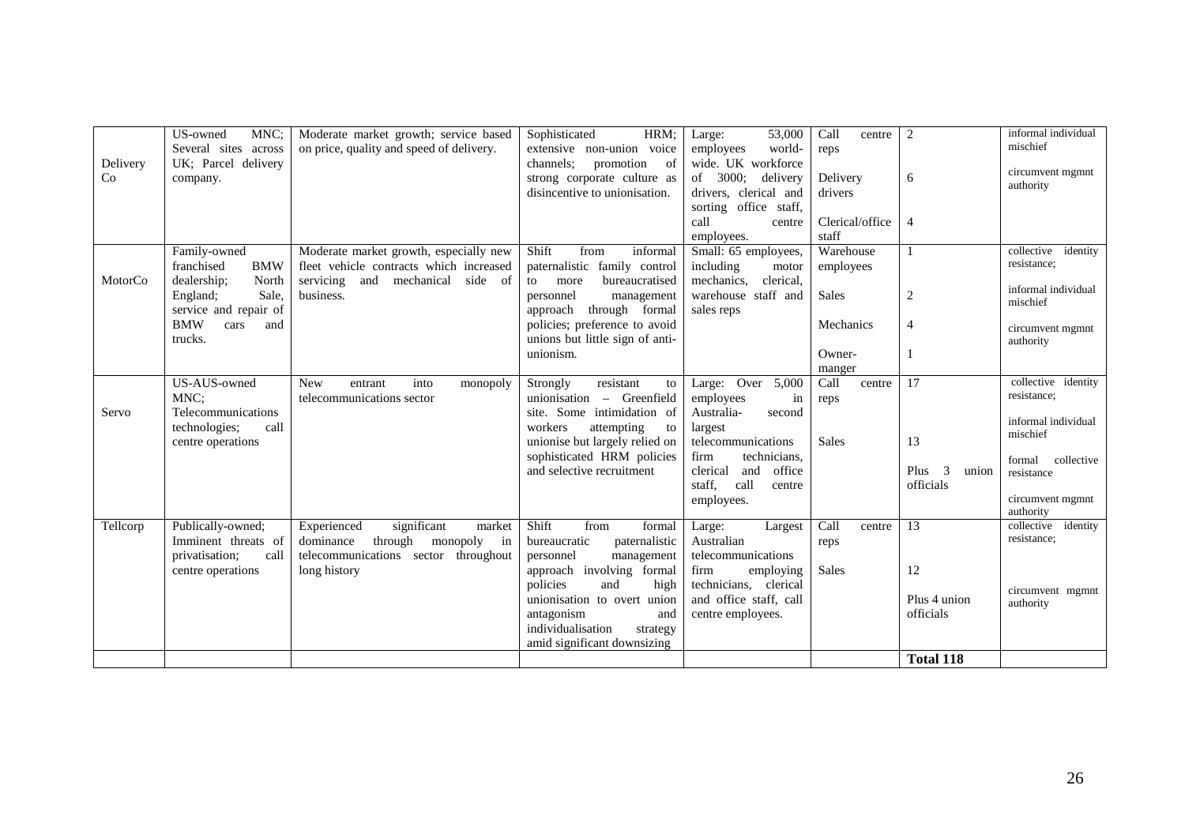| | | | | | | | |
|---|---|---|---|---|---|---|---|
| Delivery Co | US-owned MNC; Several sites across UK; Parcel delivery company. | Moderate market growth; service based on price, quality and speed of delivery. | Sophisticated HRM; extensive non-union voice channels; promotion of strong corporate culture as disincentive to unionisation. | Large: 53,000 employees world-wide. UK workforce of 3000; delivery drivers, clerical and sorting office staff, call centre employees. | Call centre reps<br><br>Delivery drivers<br><br>Clerical/office staff | 2<br><br>6<br><br>4 | informal individual mischief<br><br>circumvent mgmnt authority |
| MotorCo | Family-owned franchised BMW dealership; North England; Sale, service and repair of BMW cars and trucks. | Moderate market growth, especially new fleet vehicle contracts which increased servicing and mechanical side of business. | Shift from informal paternalistic family control to more bureaucratised personnel management approach through formal policies; preference to avoid unions but little sign of anti-unionism. | Small: 65 employees, including motor mechanics, clerical, warehouse staff and sales reps | Warehouse employees<br><br>Sales<br><br>Mechanics<br><br>Owner-manger | 1<br><br>2<br><br>4<br><br>1 | collective identity resistance;<br><br>informal individual mischief<br><br>circumvent mgmnt authority |
| Servo | US-AUS-owned MNC; Telecommunications technologies; call centre operations | New entrant into monopoly telecommunications sector | Strongly resistant to unionisation – Greenfield site. Some intimidation of workers attempting to unionise but largely relied on sophisticated HRM policies and selective recruitment | Large: Over 5,000 employees in Australia- second largest telecommunications firm technicians, clerical and office staff, call centre employees. | Call centre reps<br><br>Sales | 17<br><br>13<br><br>Plus 3 union officials | collective identity resistance;<br><br>informal individual mischief<br><br>formal collective resistance<br><br>circumvent mgmnt authority |
| Tellcorp | Publically-owned; Imminent threats of privatisation; call centre operations | Experienced significant market dominance through monopoly in telecommunications sector throughout long history | Shift from formal bureaucratic paternalistic personnel management approach involving formal policies and high unionisation to overt union antagonism and individualisation strategy amid significant downsizing | Large: Largest Australian telecommunications firm employing technicians, clerical and office staff, call centre employees. | Call centre reps<br><br>Sales | 13<br><br>12<br><br>Plus 4 union officials | collective identity resistance;<br><br>circumvent mgmnt authority |
| | | | | | | **Total 118** | |